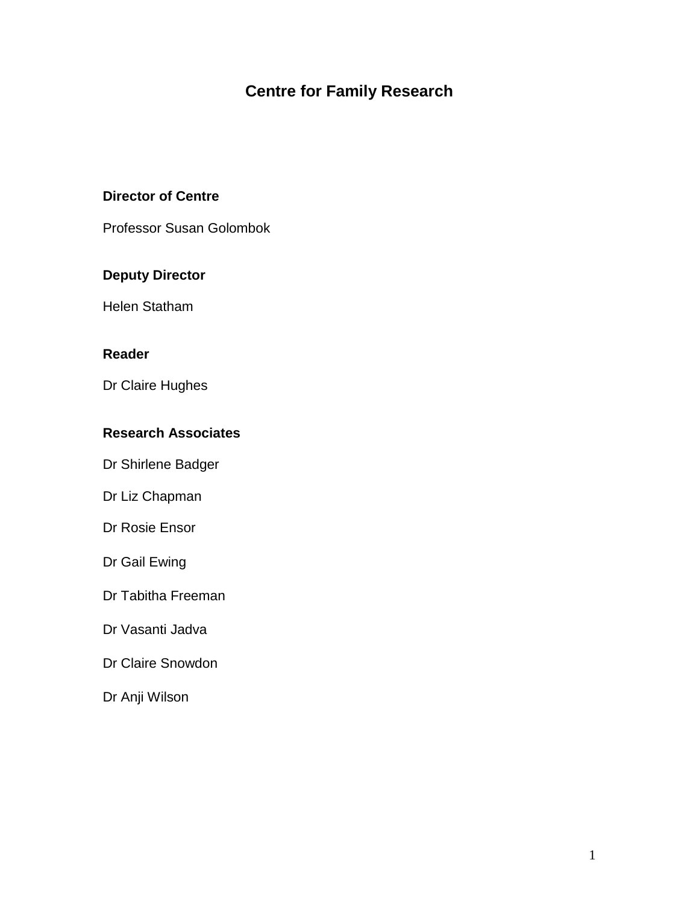# Centre for Family Research

### Director of Centre

Professor Susan Golombok

### Deputy Director

Helen Statham

### Reader

Dr Claire Hughes

### Research Associates

Dr Shirlene Badger

Dr Liz Chapman

Dr Rosie Ensor

Dr Gail Ewing

Dr Tabitha Freeman

Dr Vasanti Jadva

Dr Claire Snowdon

Dr Anji Wilson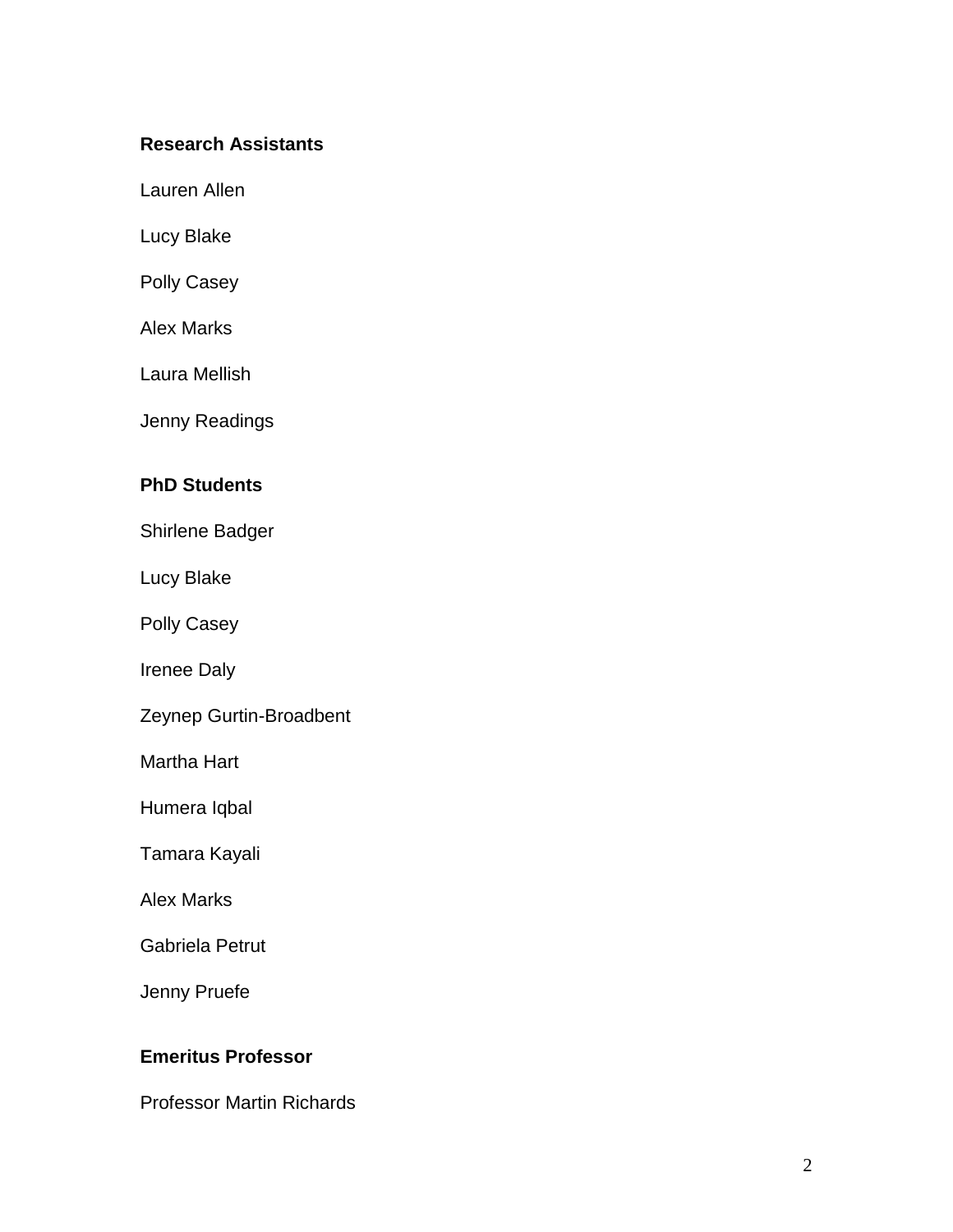**Research Assistants**

Lauren Allen

Lucy Blake

Polly Casey

Alex Marks

Laura Mellish

Jenny Readings

**PhD Students**

Shirlene Badger

Lucy Blake

Polly Casey

Irenee Daly

Zeynep Gurtin-Broadbent

Martha Hart

Humera Iqbal

Tamara Kayali

Alex Marks

Gabriela Petrut

Jenny Pruefe

**Emeritus Professor**

Professor Martin Richards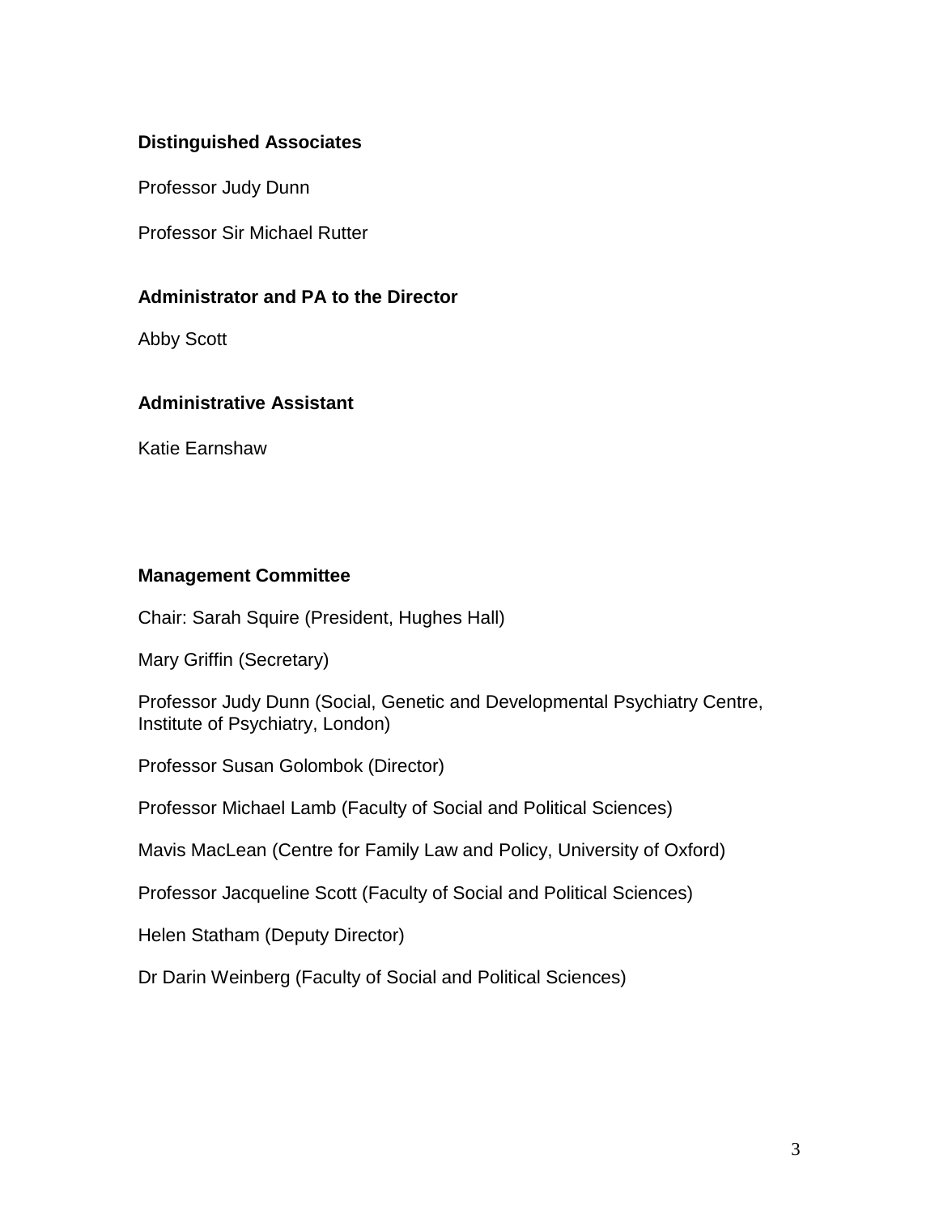### Distinguished Associates

Professor Judy Dunn

Professor Sir Michael Rutter

### Administrator and PA to the Director

Abby Scott

### Administrative Assistant

Katie Earnshaw

### Management Committee

Chair: Sarah Squire (President, Hughes Hall)

Mary Griffin (Secretary)

Professor Judy Dunn (Social, Genetic and Developmental Psychiatry Centre, Institute of Psychiatry, London)

Professor Susan Golombok (Director)

Professor Michael Lamb (Faculty of Social and Political Sciences)

Mavis MacLean (Centre for Family Law and Policy, University of Oxford)

Professor Jacqueline Scott (Faculty of Social and Political Sciences)

Helen Statham (Deputy Director)

Dr Darin Weinberg (Faculty of Social and Political Sciences)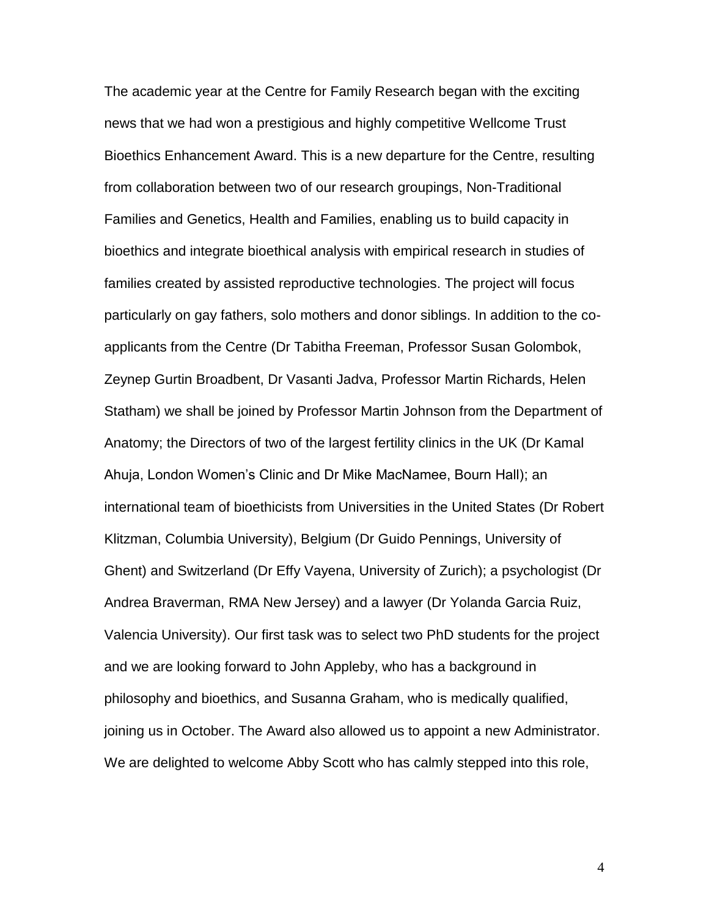The academic year at the Centre for Family Research began with the exciting news that we had won a prestigious and highly competitive Wellcome Trust Bioethics Enhancement Award. This is a new departure for the Centre, resulting from collaboration between two of our research groupings, Non-Traditional Families and Genetics, Health and Families, enabling us to build capacity in bioethics and integrate bioethical analysis with empirical research in studies of families created by assisted reproductive technologies. The project will focus particularly on gay fathers, solo mothers and donor siblings. In addition to the co-applicants from the Centre (Dr Tabitha Freeman, Professor Susan Golombok, Zeynep Gurtin Broadbent, Dr Vasanti Jadva, Professor Martin Richards, Helen Statham) we shall be joined by Professor Martin Johnson from the Department of Anatomy; the Directors of two of the largest fertility clinics in the UK (Dr Kamal Ahuja, London Women's Clinic and Dr Mike MacNamee, Bourn Hall); an international team of bioethicists from Universities in the United States (Dr Robert Klitzman, Columbia University), Belgium (Dr Guido Pennings, University of Ghent) and Switzerland (Dr Effy Vayena, University of Zurich); a psychologist (Dr Andrea Braverman, RMA New Jersey) and a lawyer (Dr Yolanda Garcia Ruiz, Valencia University). Our first task was to select two PhD students for the project and we are looking forward to John Appleby, who has a background in philosophy and bioethics, and Susanna Graham, who is medically qualified, joining us in October. The Award also allowed us to appoint a new Administrator. We are delighted to welcome Abby Scott who has calmly stepped into this role,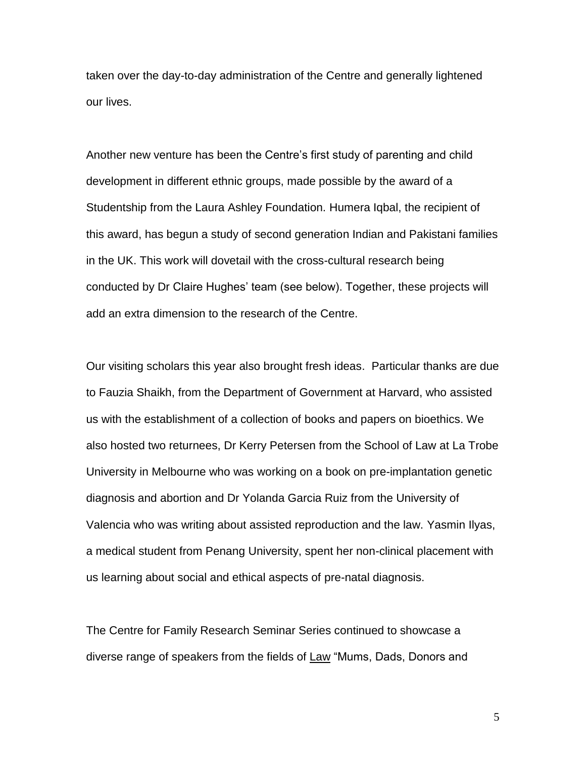taken over the day-to-day administration of the Centre and generally lightened our lives.

Another new venture has been the Centre's first study of parenting and child development in different ethnic groups, made possible by the award of a Studentship from the Laura Ashley Foundation. Humera Iqbal, the recipient of this award, has begun a study of second generation Indian and Pakistani families in the UK. This work will dovetail with the cross-cultural research being conducted by Dr Claire Hughes' team (see below). Together, these projects will add an extra dimension to the research of the Centre.

Our visiting scholars this year also brought fresh ideas. Particular thanks are due to Fauzia Shaikh, from the Department of Government at Harvard, who assisted us with the establishment of a collection of books and papers on bioethics. We also hosted two returnees, Dr Kerry Petersen from the School of Law at La Trobe University in Melbourne who was working on a book on pre-implantation genetic diagnosis and abortion and Dr Yolanda Garcia Ruiz from the University of Valencia who was writing about assisted reproduction and the law. Yasmin Ilyas, a medical student from Penang University, spent her non-clinical placement with us learning about social and ethical aspects of pre-natal diagnosis.

The Centre for Family Research Seminar Series continued to showcase a diverse range of speakers from the fields of <u>Law</u> "Mums, Dads, Donors and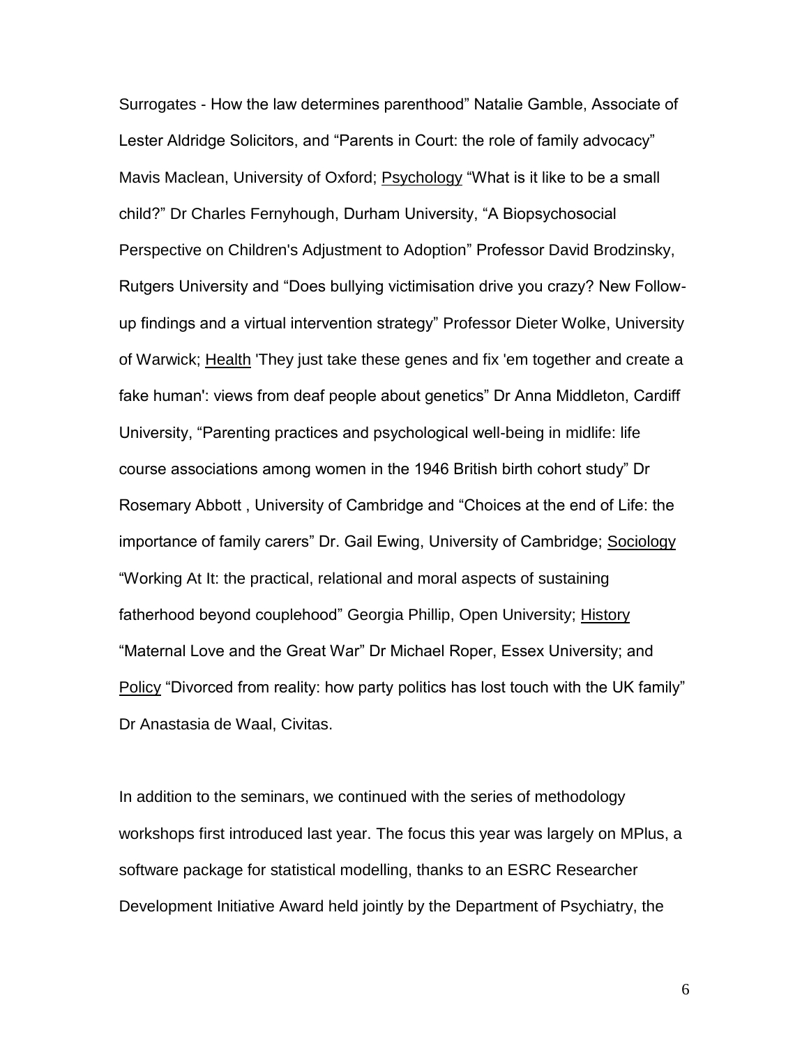Surrogates - How the law determines parenthood" Natalie Gamble, Associate of Lester Aldridge Solicitors, and "Parents in Court: the role of family advocacy" Mavis Maclean, University of Oxford; Psychology "What is it like to be a small child?" Dr Charles Fernyhough, Durham University, "A Biopsychosocial Perspective on Children's Adjustment to Adoption" Professor David Brodzinsky, Rutgers University and "Does bullying victimisation drive you crazy? New Follow-up findings and a virtual intervention strategy" Professor Dieter Wolke, University of Warwick; Health 'They just take these genes and fix 'em together and create a fake human': views from deaf people about genetics" Dr Anna Middleton, Cardiff University, "Parenting practices and psychological well-being in midlife: life course associations among women in the 1946 British birth cohort study" Dr Rosemary Abbott , University of Cambridge and "Choices at the end of Life: the importance of family carers" Dr. Gail Ewing, University of Cambridge; Sociology "Working At It: the practical, relational and moral aspects of sustaining fatherhood beyond couplehood" Georgia Phillip, Open University; History "Maternal Love and the Great War" Dr Michael Roper, Essex University; and Policy "Divorced from reality: how party politics has lost touch with the UK family" Dr Anastasia de Waal, Civitas.

In addition to the seminars, we continued with the series of methodology workshops first introduced last year. The focus this year was largely on MPlus, a software package for statistical modelling, thanks to an ESRC Researcher Development Initiative Award held jointly by the Department of Psychiatry, the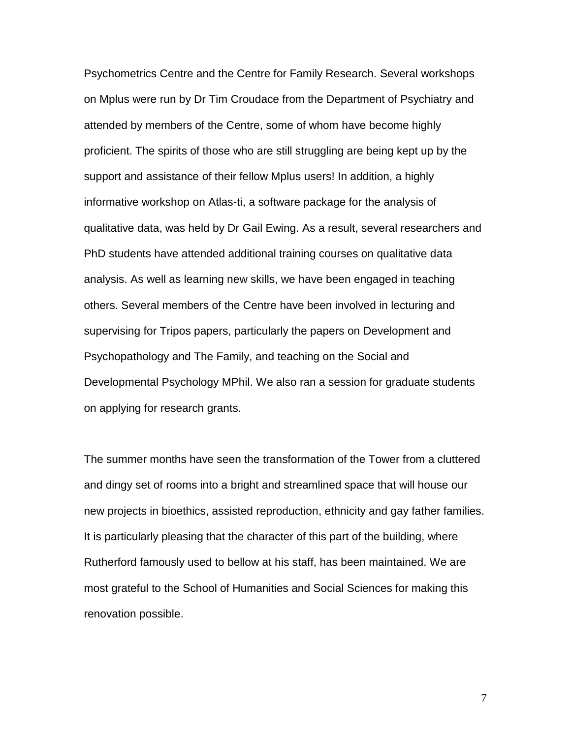Psychometrics Centre and the Centre for Family Research. Several workshops on Mplus were run by Dr Tim Croudace from the Department of Psychiatry and attended by members of the Centre, some of whom have become highly proficient. The spirits of those who are still struggling are being kept up by the support and assistance of their fellow Mplus users! In addition, a highly informative workshop on Atlas-ti, a software package for the analysis of qualitative data, was held by Dr Gail Ewing. As a result, several researchers and PhD students have attended additional training courses on qualitative data analysis. As well as learning new skills, we have been engaged in teaching others. Several members of the Centre have been involved in lecturing and supervising for Tripos papers, particularly the papers on Development and Psychopathology and The Family, and teaching on the Social and Developmental Psychology MPhil. We also ran a session for graduate students on applying for research grants.

The summer months have seen the transformation of the Tower from a cluttered and dingy set of rooms into a bright and streamlined space that will house our new projects in bioethics, assisted reproduction, ethnicity and gay father families. It is particularly pleasing that the character of this part of the building, where Rutherford famously used to bellow at his staff, has been maintained. We are most grateful to the School of Humanities and Social Sciences for making this renovation possible.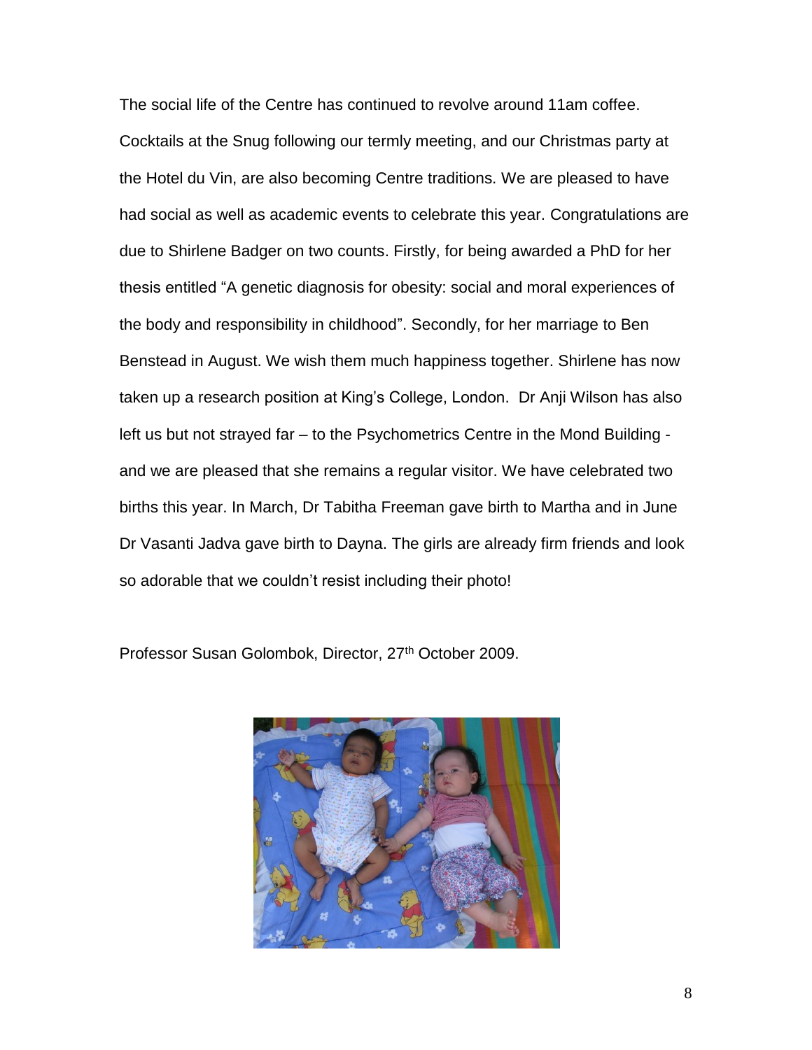The social life of the Centre has continued to revolve around 11am coffee. Cocktails at the Snug following our termly meeting, and our Christmas party at the Hotel du Vin, are also becoming Centre traditions. We are pleased to have had social as well as academic events to celebrate this year. Congratulations are due to Shirlene Badger on two counts. Firstly, for being awarded a PhD for her thesis entitled "A genetic diagnosis for obesity: social and moral experiences of the body and responsibility in childhood". Secondly, for her marriage to Ben Benstead in August. We wish them much happiness together. Shirlene has now taken up a research position at King's College, London. Dr Anji Wilson has also left us but not strayed far – to the Psychometrics Centre in the Mond Building - and we are pleased that she remains a regular visitor. We have celebrated two births this year. In March, Dr Tabitha Freeman gave birth to Martha and in June Dr Vasanti Jadva gave birth to Dayna. The girls are already firm friends and look so adorable that we couldn't resist including their photo!

Professor Susan Golombok, Director, 27th October 2009.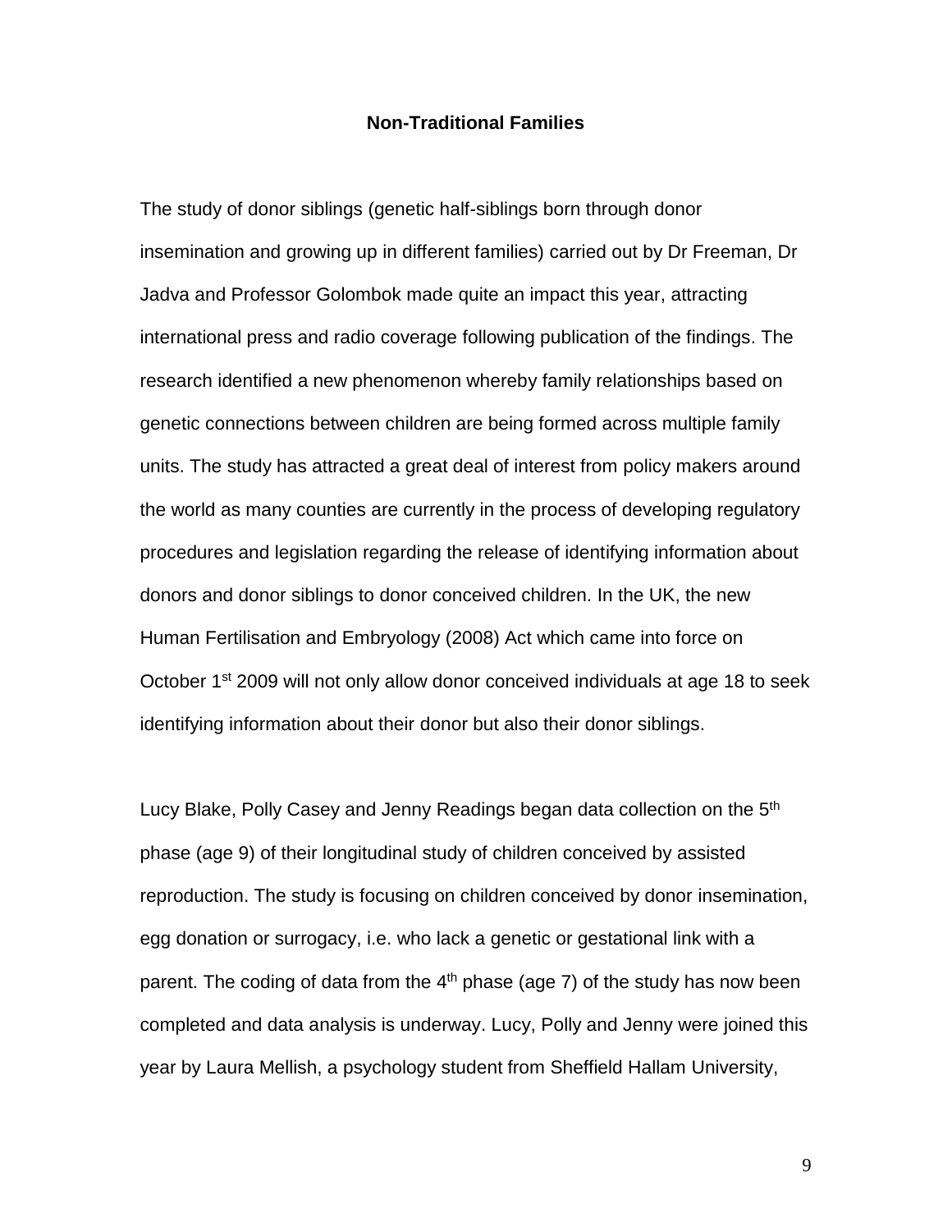## Non-Traditional Families

The study of donor siblings (genetic half-siblings born through donor insemination and growing up in different families) carried out by Dr Freeman, Dr Jadva and Professor Golombok made quite an impact this year, attracting international press and radio coverage following publication of the findings. The research identified a new phenomenon whereby family relationships based on genetic connections between children are being formed across multiple family units. The study has attracted a great deal of interest from policy makers around the world as many counties are currently in the process of developing regulatory procedures and legislation regarding the release of identifying information about donors and donor siblings to donor conceived children. In the UK, the new Human Fertilisation and Embryology (2008) Act which came into force on October 1st 2009 will not only allow donor conceived individuals at age 18 to seek identifying information about their donor but also their donor siblings.

Lucy Blake, Polly Casey and Jenny Readings began data collection on the 5th phase (age 9) of their longitudinal study of children conceived by assisted reproduction. The study is focusing on children conceived by donor insemination, egg donation or surrogacy, i.e. who lack a genetic or gestational link with a parent. The coding of data from the 4th phase (age 7) of the study has now been completed and data analysis is underway. Lucy, Polly and Jenny were joined this year by Laura Mellish, a psychology student from Sheffield Hallam University,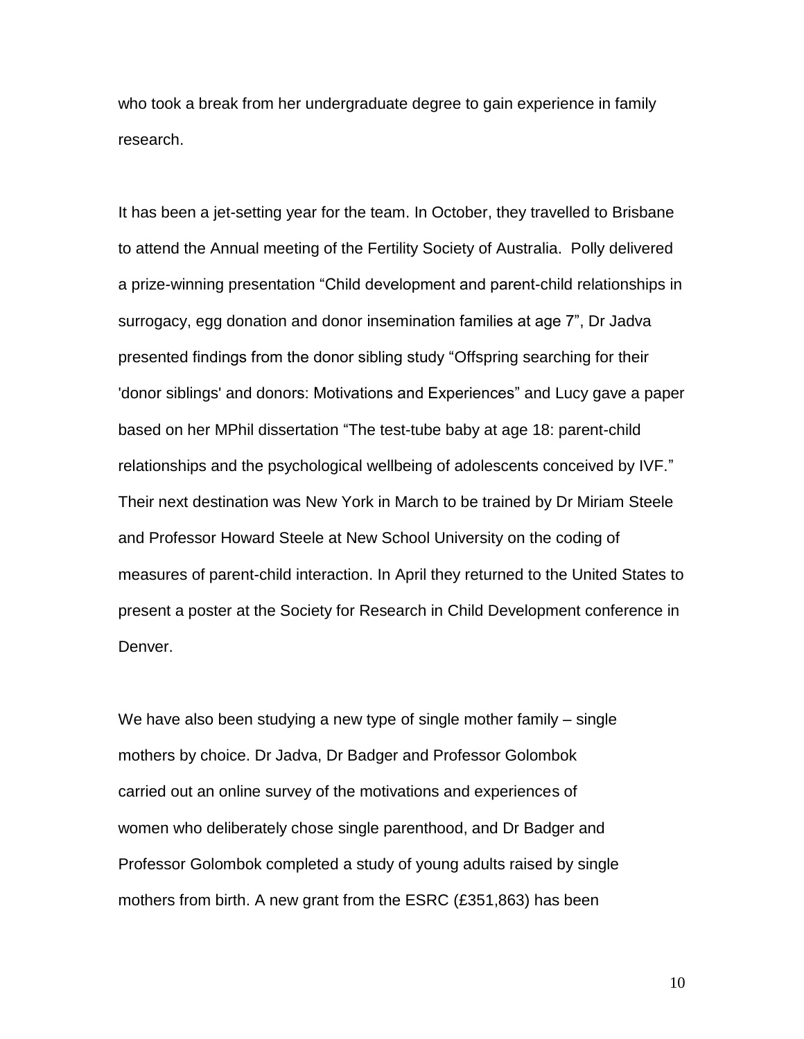who took a break from her undergraduate degree to gain experience in family research.

It has been a jet-setting year for the team. In October, they travelled to Brisbane to attend the Annual meeting of the Fertility Society of Australia. Polly delivered a prize-winning presentation "Child development and parent-child relationships in surrogacy, egg donation and donor insemination families at age 7", Dr Jadva presented findings from the donor sibling study "Offspring searching for their 'donor siblings' and donors: Motivations and Experiences" and Lucy gave a paper based on her MPhil dissertation "The test-tube baby at age 18: parent-child relationships and the psychological wellbeing of adolescents conceived by IVF." Their next destination was New York in March to be trained by Dr Miriam Steele and Professor Howard Steele at New School University on the coding of measures of parent-child interaction. In April they returned to the United States to present a poster at the Society for Research in Child Development conference in Denver.

We have also been studying a new type of single mother family – single mothers by choice. Dr Jadva, Dr Badger and Professor Golombok carried out an online survey of the motivations and experiences of women who deliberately chose single parenthood, and Dr Badger and Professor Golombok completed a study of young adults raised by single mothers from birth. A new grant from the ESRC (£351,863) has been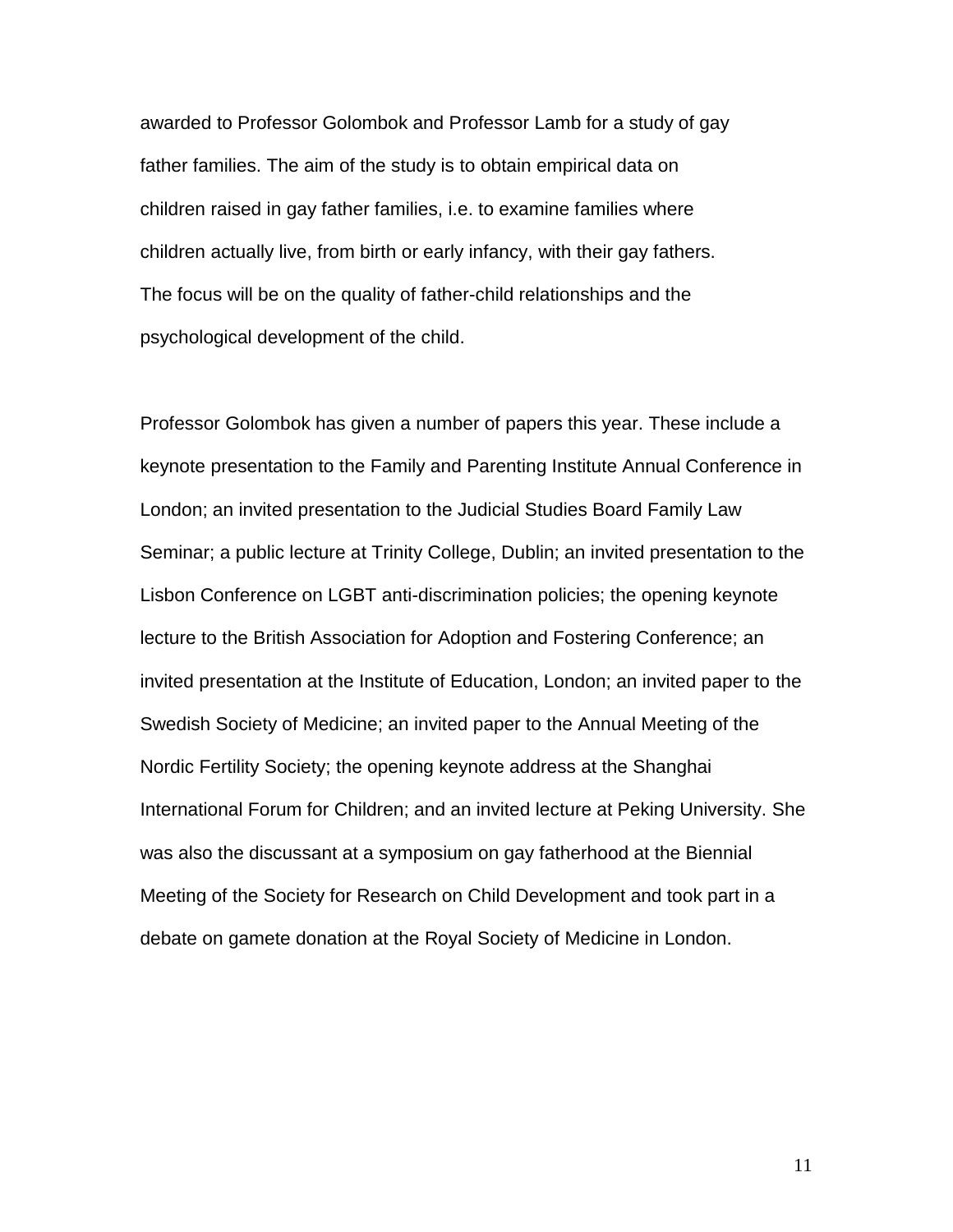awarded to Professor Golombok and Professor Lamb for a study of gay father families. The aim of the study is to obtain empirical data on children raised in gay father families, i.e. to examine families where children actually live, from birth or early infancy, with their gay fathers. The focus will be on the quality of father-child relationships and the psychological development of the child.

Professor Golombok has given a number of papers this year. These include a keynote presentation to the Family and Parenting Institute Annual Conference in London; an invited presentation to the Judicial Studies Board Family Law Seminar; a public lecture at Trinity College, Dublin; an invited presentation to the Lisbon Conference on LGBT anti-discrimination policies; the opening keynote lecture to the British Association for Adoption and Fostering Conference; an invited presentation at the Institute of Education, London; an invited paper to the Swedish Society of Medicine; an invited paper to the Annual Meeting of the Nordic Fertility Society; the opening keynote address at the Shanghai International Forum for Children; and an invited lecture at Peking University. She was also the discussant at a symposium on gay fatherhood at the Biennial Meeting of the Society for Research on Child Development and took part in a debate on gamete donation at the Royal Society of Medicine in London.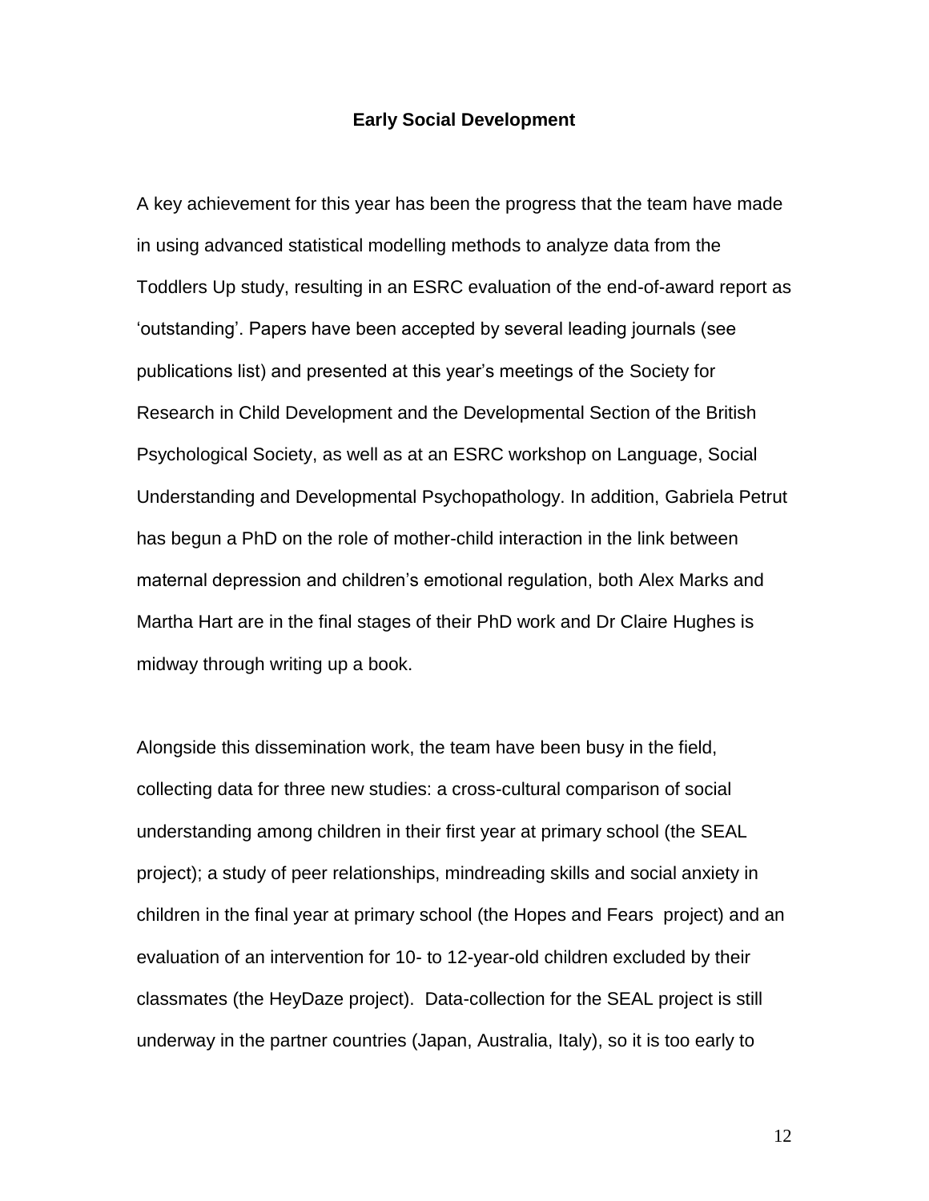## Early Social Development

A key achievement for this year has been the progress that the team have made in using advanced statistical modelling methods to analyze data from the Toddlers Up study, resulting in an ESRC evaluation of the end-of-award report as ‘outstanding’. Papers have been accepted by several leading journals (see publications list) and presented at this year’s meetings of the Society for Research in Child Development and the Developmental Section of the British Psychological Society, as well as at an ESRC workshop on Language, Social Understanding and Developmental Psychopathology. In addition, Gabriela Petrut has begun a PhD on the role of mother-child interaction in the link between maternal depression and children’s emotional regulation, both Alex Marks and Martha Hart are in the final stages of their PhD work and Dr Claire Hughes is midway through writing up a book.

Alongside this dissemination work, the team have been busy in the field, collecting data for three new studies: a cross-cultural comparison of social understanding among children in their first year at primary school (the SEAL project); a study of peer relationships, mindreading skills and social anxiety in children in the final year at primary school (the Hopes and Fears project) and an evaluation of an intervention for 10- to 12-year-old children excluded by their classmates (the HeyDaze project). Data-collection for the SEAL project is still underway in the partner countries (Japan, Australia, Italy), so it is too early to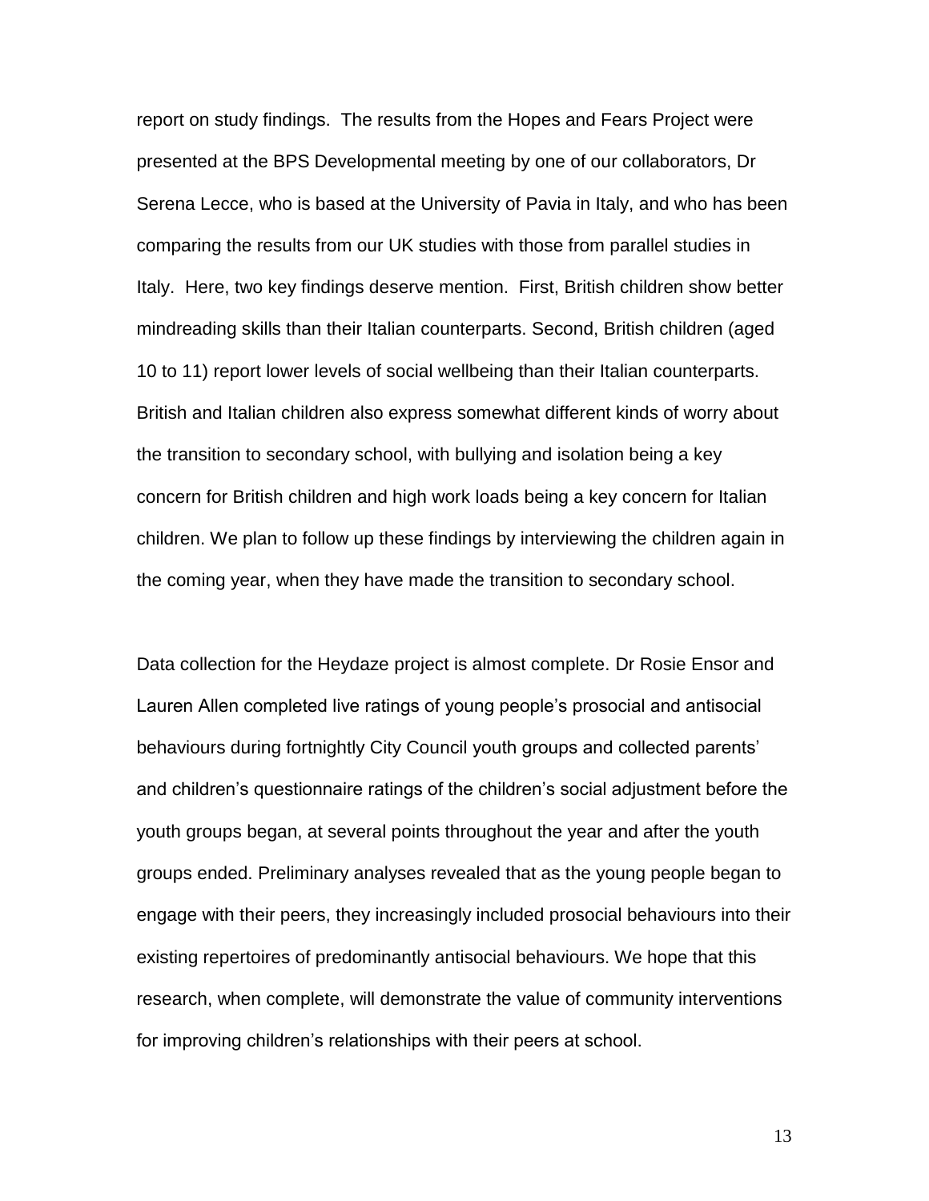report on study findings. The results from the Hopes and Fears Project were presented at the BPS Developmental meeting by one of our collaborators, Dr Serena Lecce, who is based at the University of Pavia in Italy, and who has been comparing the results from our UK studies with those from parallel studies in Italy. Here, two key findings deserve mention. First, British children show better mindreading skills than their Italian counterparts. Second, British children (aged 10 to 11) report lower levels of social wellbeing than their Italian counterparts. British and Italian children also express somewhat different kinds of worry about the transition to secondary school, with bullying and isolation being a key concern for British children and high work loads being a key concern for Italian children. We plan to follow up these findings by interviewing the children again in the coming year, when they have made the transition to secondary school.

Data collection for the Heydaze project is almost complete. Dr Rosie Ensor and Lauren Allen completed live ratings of young people's prosocial and antisocial behaviours during fortnightly City Council youth groups and collected parents' and children's questionnaire ratings of the children's social adjustment before the youth groups began, at several points throughout the year and after the youth groups ended. Preliminary analyses revealed that as the young people began to engage with their peers, they increasingly included prosocial behaviours into their existing repertoires of predominantly antisocial behaviours. We hope that this research, when complete, will demonstrate the value of community interventions for improving children's relationships with their peers at school.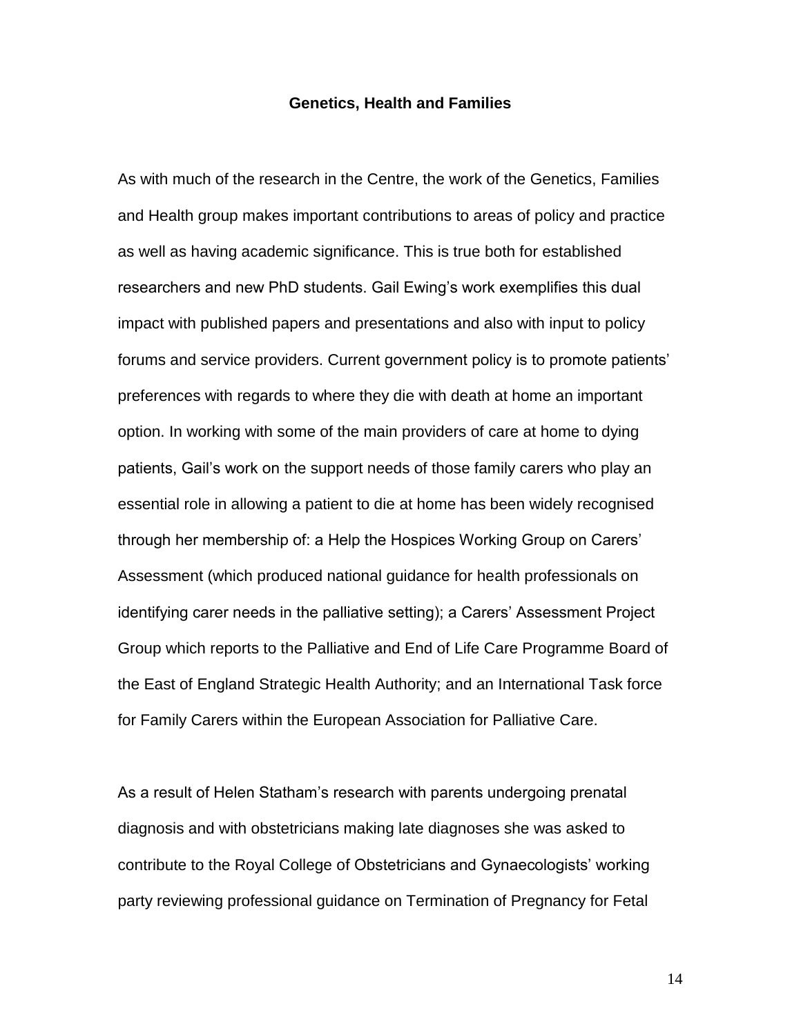## Genetics, Health and Families

As with much of the research in the Centre, the work of the Genetics, Families and Health group makes important contributions to areas of policy and practice as well as having academic significance. This is true both for established researchers and new PhD students. Gail Ewing's work exemplifies this dual impact with published papers and presentations and also with input to policy forums and service providers. Current government policy is to promote patients' preferences with regards to where they die with death at home an important option. In working with some of the main providers of care at home to dying patients, Gail's work on the support needs of those family carers who play an essential role in allowing a patient to die at home has been widely recognised through her membership of: a Help the Hospices Working Group on Carers' Assessment (which produced national guidance for health professionals on identifying carer needs in the palliative setting); a Carers' Assessment Project Group which reports to the Palliative and End of Life Care Programme Board of the East of England Strategic Health Authority; and an International Task force for Family Carers within the European Association for Palliative Care.

As a result of Helen Statham's research with parents undergoing prenatal diagnosis and with obstetricians making late diagnoses she was asked to contribute to the Royal College of Obstetricians and Gynaecologists' working party reviewing professional guidance on Termination of Pregnancy for Fetal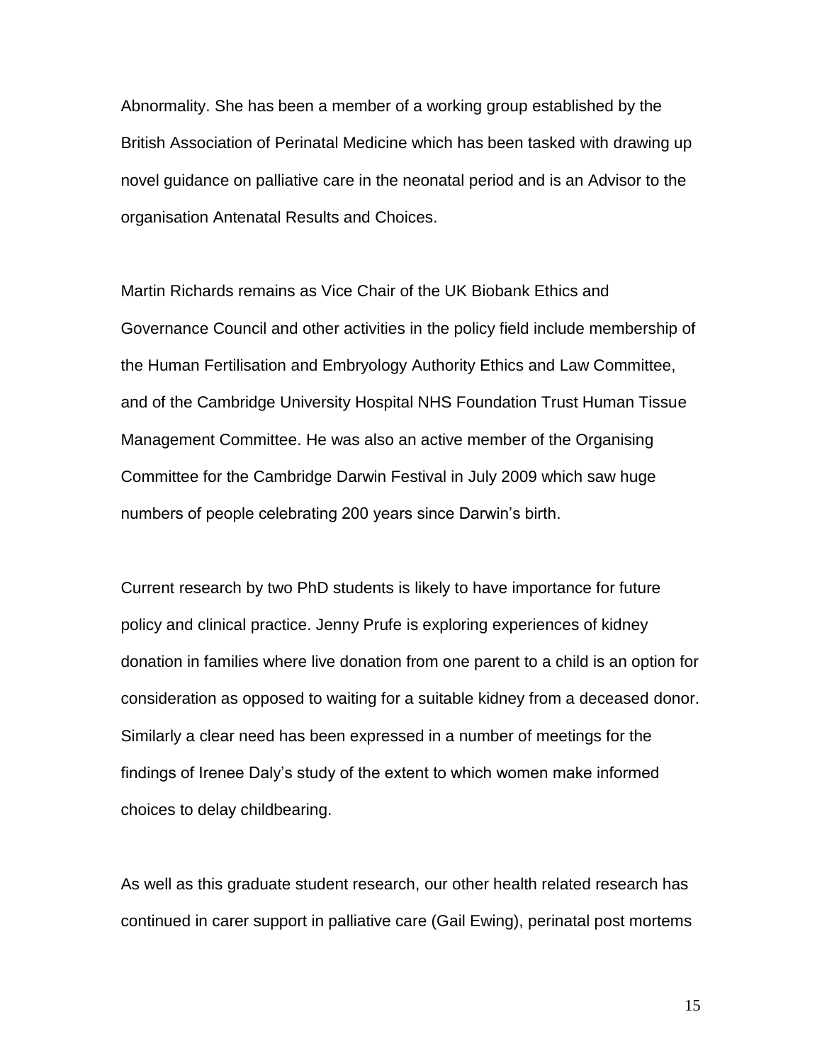Abnormality. She has been a member of a working group established by the British Association of Perinatal Medicine which has been tasked with drawing up novel guidance on palliative care in the neonatal period and is an Advisor to the organisation Antenatal Results and Choices.

Martin Richards remains as Vice Chair of the UK Biobank Ethics and Governance Council and other activities in the policy field include membership of the Human Fertilisation and Embryology Authority Ethics and Law Committee, and of the Cambridge University Hospital NHS Foundation Trust Human Tissue Management Committee. He was also an active member of the Organising Committee for the Cambridge Darwin Festival in July 2009 which saw huge numbers of people celebrating 200 years since Darwin's birth.

Current research by two PhD students is likely to have importance for future policy and clinical practice. Jenny Prufe is exploring experiences of kidney donation in families where live donation from one parent to a child is an option for consideration as opposed to waiting for a suitable kidney from a deceased donor. Similarly a clear need has been expressed in a number of meetings for the findings of Irenee Daly's study of the extent to which women make informed choices to delay childbearing.

As well as this graduate student research, our other health related research has continued in carer support in palliative care (Gail Ewing), perinatal post mortems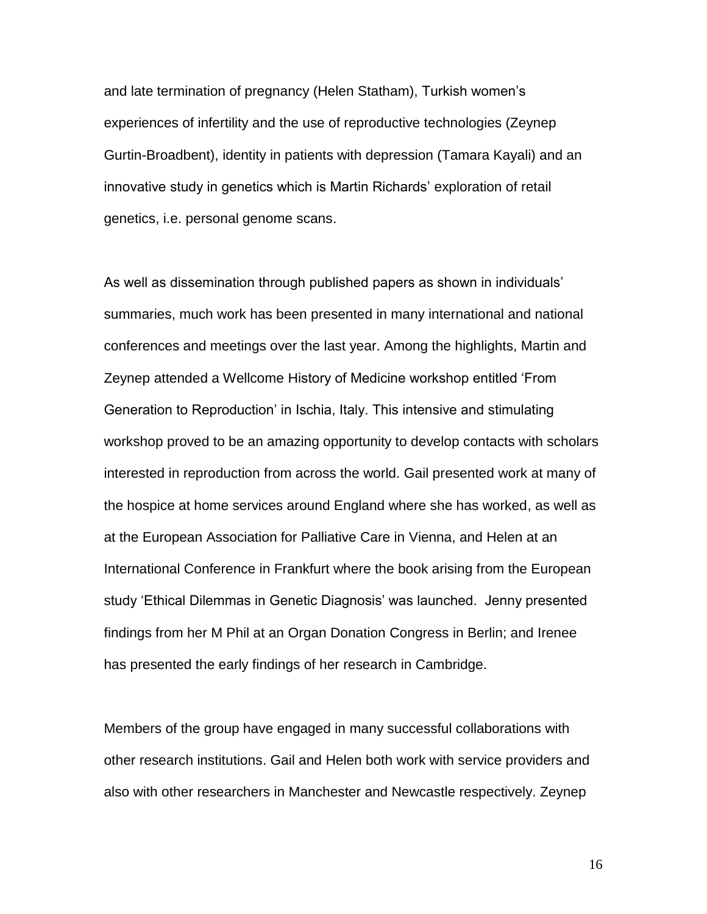and late termination of pregnancy (Helen Statham), Turkish women's experiences of infertility and the use of reproductive technologies (Zeynep Gurtin-Broadbent), identity in patients with depression (Tamara Kayali) and an innovative study in genetics which is Martin Richards' exploration of retail genetics, i.e. personal genome scans.

As well as dissemination through published papers as shown in individuals' summaries, much work has been presented in many international and national conferences and meetings over the last year. Among the highlights, Martin and Zeynep attended a Wellcome History of Medicine workshop entitled 'From Generation to Reproduction' in Ischia, Italy. This intensive and stimulating workshop proved to be an amazing opportunity to develop contacts with scholars interested in reproduction from across the world. Gail presented work at many of the hospice at home services around England where she has worked, as well as at the European Association for Palliative Care in Vienna, and Helen at an International Conference in Frankfurt where the book arising from the European study 'Ethical Dilemmas in Genetic Diagnosis' was launched. Jenny presented findings from her M Phil at an Organ Donation Congress in Berlin; and Irenee has presented the early findings of her research in Cambridge.

Members of the group have engaged in many successful collaborations with other research institutions. Gail and Helen both work with service providers and also with other researchers in Manchester and Newcastle respectively. Zeynep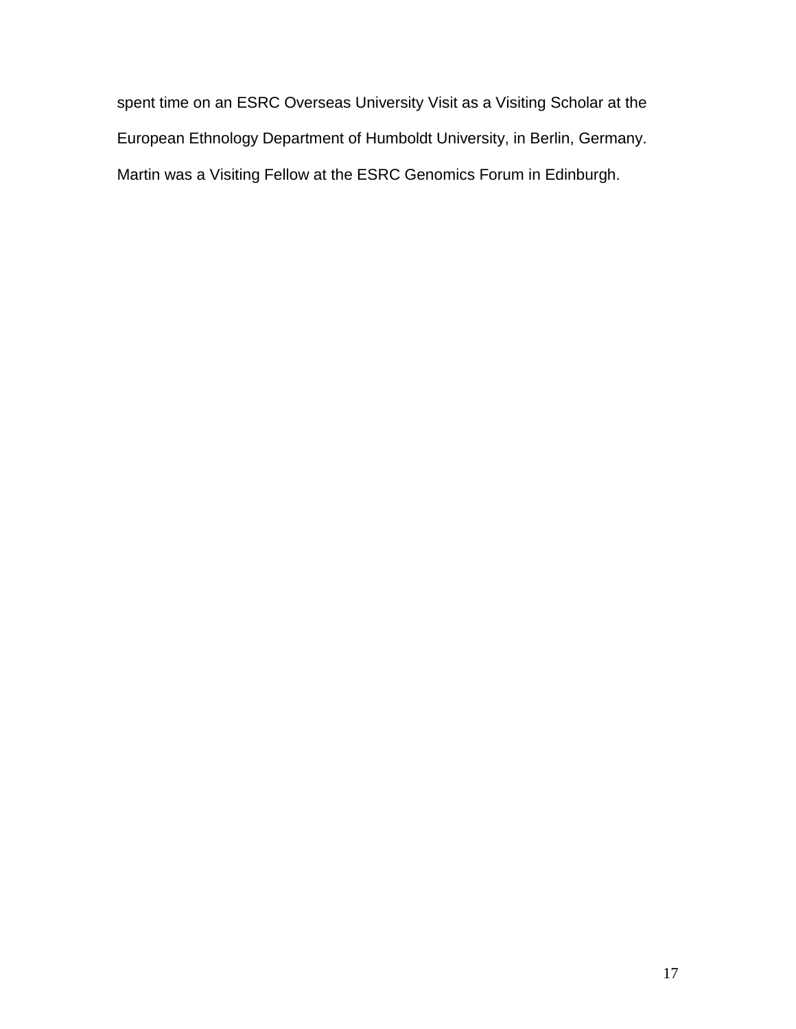spent time on an ESRC Overseas University Visit as a Visiting Scholar at the European Ethnology Department of Humboldt University, in Berlin, Germany. Martin was a Visiting Fellow at the ESRC Genomics Forum in Edinburgh.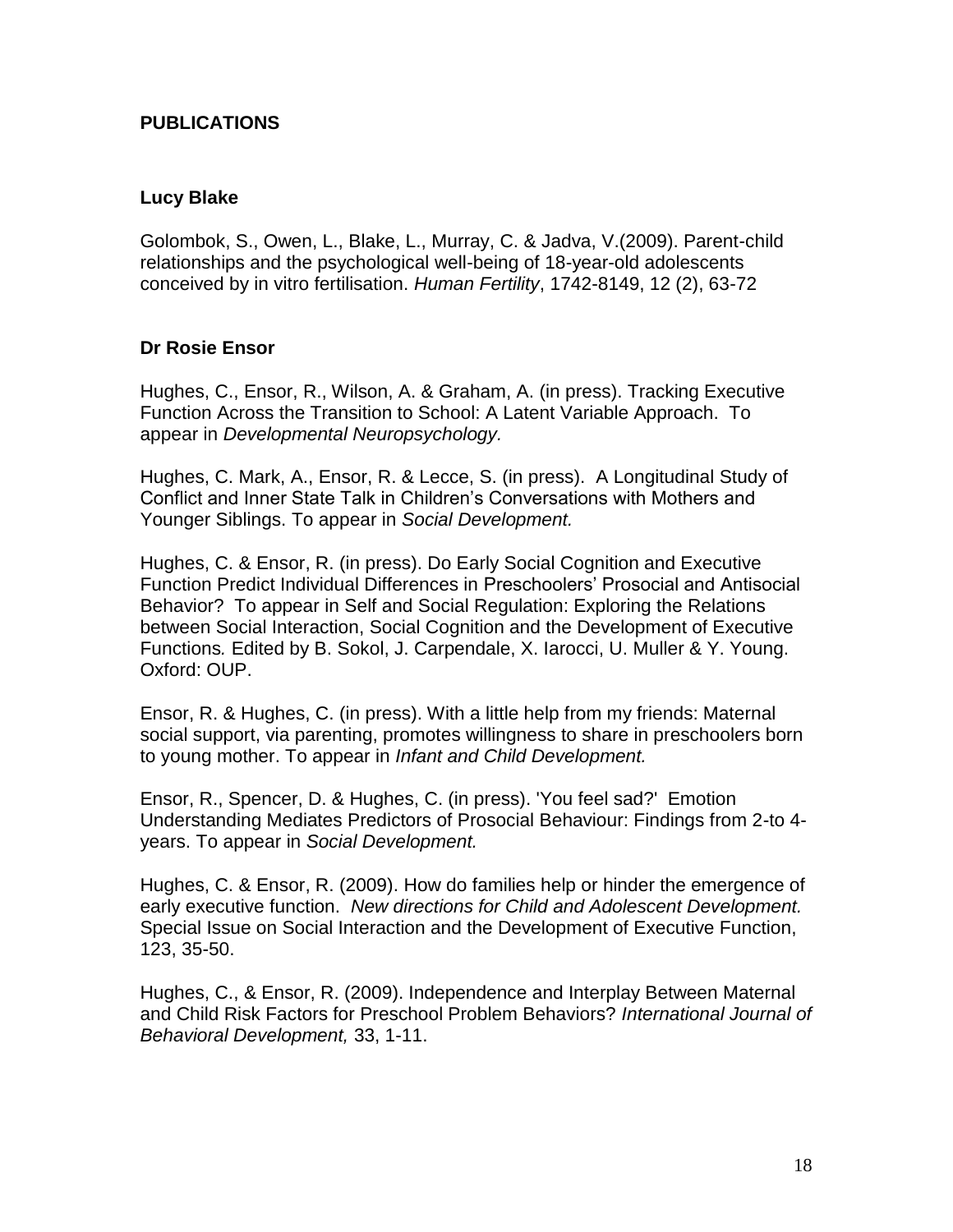## PUBLICATIONS

### Lucy Blake

Golombok, S., Owen, L., Blake, L., Murray, C. & Jadva, V.(2009). Parent-child relationships and the psychological well-being of 18-year-old adolescents conceived by in vitro fertilisation. *Human Fertility*, 1742-8149, 12 (2), 63-72

### Dr Rosie Ensor

Hughes, C., Ensor, R., Wilson, A. & Graham, A. (in press). Tracking Executive Function Across the Transition to School: A Latent Variable Approach. To appear in *Developmental Neuropsychology.*

Hughes, C. Mark, A., Ensor, R. & Lecce, S. (in press). A Longitudinal Study of Conflict and Inner State Talk in Children's Conversations with Mothers and Younger Siblings. To appear in *Social Development.*

Hughes, C. & Ensor, R. (in press). Do Early Social Cognition and Executive Function Predict Individual Differences in Preschoolers' Prosocial and Antisocial Behavior? To appear in Self and Social Regulation: Exploring the Relations between Social Interaction, Social Cognition and the Development of Executive Functions*.* Edited by B. Sokol, J. Carpendale, X. Iarocci, U. Muller & Y. Young. Oxford: OUP.

Ensor, R. & Hughes, C. (in press). With a little help from my friends: Maternal social support, via parenting, promotes willingness to share in preschoolers born to young mother. To appear in *Infant and Child Development.*

Ensor, R., Spencer, D. & Hughes, C. (in press). 'You feel sad?' Emotion Understanding Mediates Predictors of Prosocial Behaviour: Findings from 2-to 4-years. To appear in *Social Development.*

Hughes, C. & Ensor, R. (2009). How do families help or hinder the emergence of early executive function. *New directions for Child and Adolescent Development.* Special Issue on Social Interaction and the Development of Executive Function, 123, 35-50.

Hughes, C., & Ensor, R. (2009). Independence and Interplay Between Maternal and Child Risk Factors for Preschool Problem Behaviors? *International Journal of Behavioral Development,* 33, 1-11.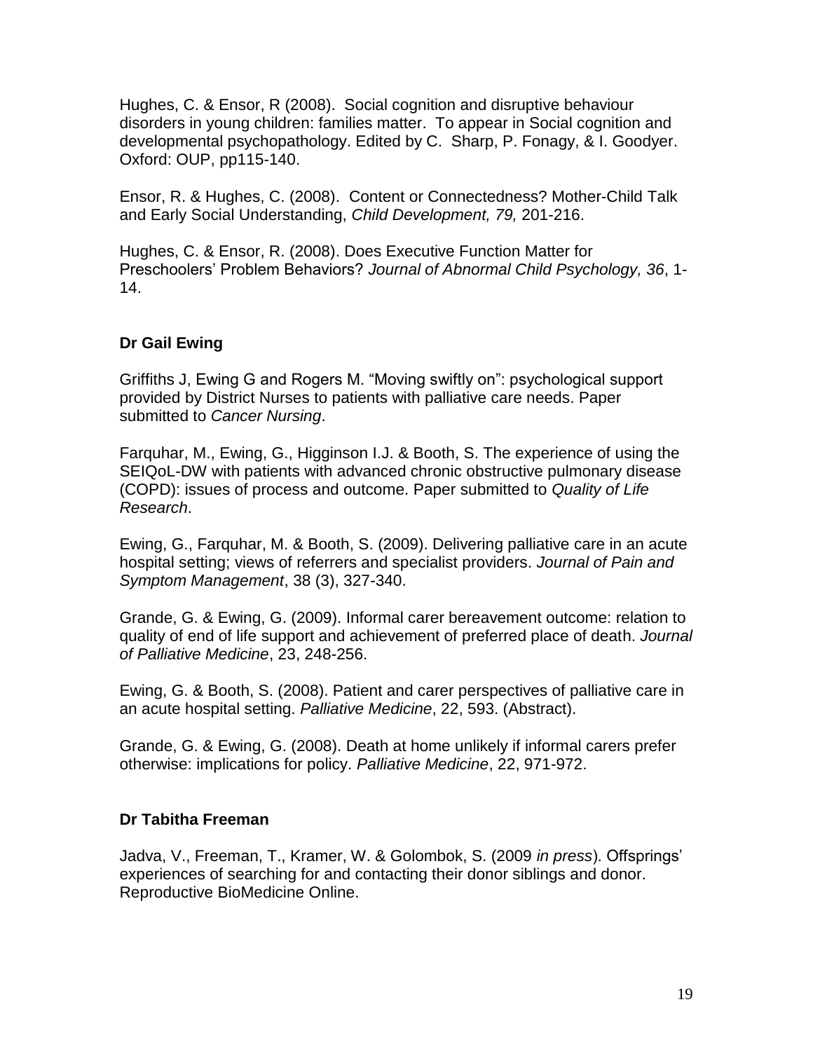Hughes, C. & Ensor, R (2008). Social cognition and disruptive behaviour disorders in young children: families matter. To appear in Social cognition and developmental psychopathology. Edited by C. Sharp, P. Fonagy, & I. Goodyer. Oxford: OUP, pp115-140.

Ensor, R. & Hughes, C. (2008). Content or Connectedness? Mother-Child Talk and Early Social Understanding, *Child Development, 79,* 201-216.

Hughes, C. & Ensor, R. (2008). Does Executive Function Matter for Preschoolers' Problem Behaviors? *Journal of Abnormal Child Psychology, 36*, 1-14.

**Dr Gail Ewing**

Griffiths J, Ewing G and Rogers M. "Moving swiftly on": psychological support provided by District Nurses to patients with palliative care needs. Paper submitted to *Cancer Nursing*.

Farquhar, M., Ewing, G., Higginson I.J. & Booth, S. The experience of using the SEIQoL-DW with patients with advanced chronic obstructive pulmonary disease (COPD): issues of process and outcome. Paper submitted to *Quality of Life Research*.

Ewing, G., Farquhar, M. & Booth, S. (2009). Delivering palliative care in an acute hospital setting; views of referrers and specialist providers. *Journal of Pain and Symptom Management*, 38 (3), 327-340.

Grande, G. & Ewing, G. (2009). Informal carer bereavement outcome: relation to quality of end of life support and achievement of preferred place of death. *Journal of Palliative Medicine*, 23, 248-256.

Ewing, G. & Booth, S. (2008). Patient and carer perspectives of palliative care in an acute hospital setting. *Palliative Medicine*, 22, 593. (Abstract).

Grande, G. & Ewing, G. (2008). Death at home unlikely if informal carers prefer otherwise: implications for policy. *Palliative Medicine*, 22, 971-972.

**Dr Tabitha Freeman**

Jadva, V., Freeman, T., Kramer, W. & Golombok, S. (2009 *in press*). Offsprings' experiences of searching for and contacting their donor siblings and donor. Reproductive BioMedicine Online.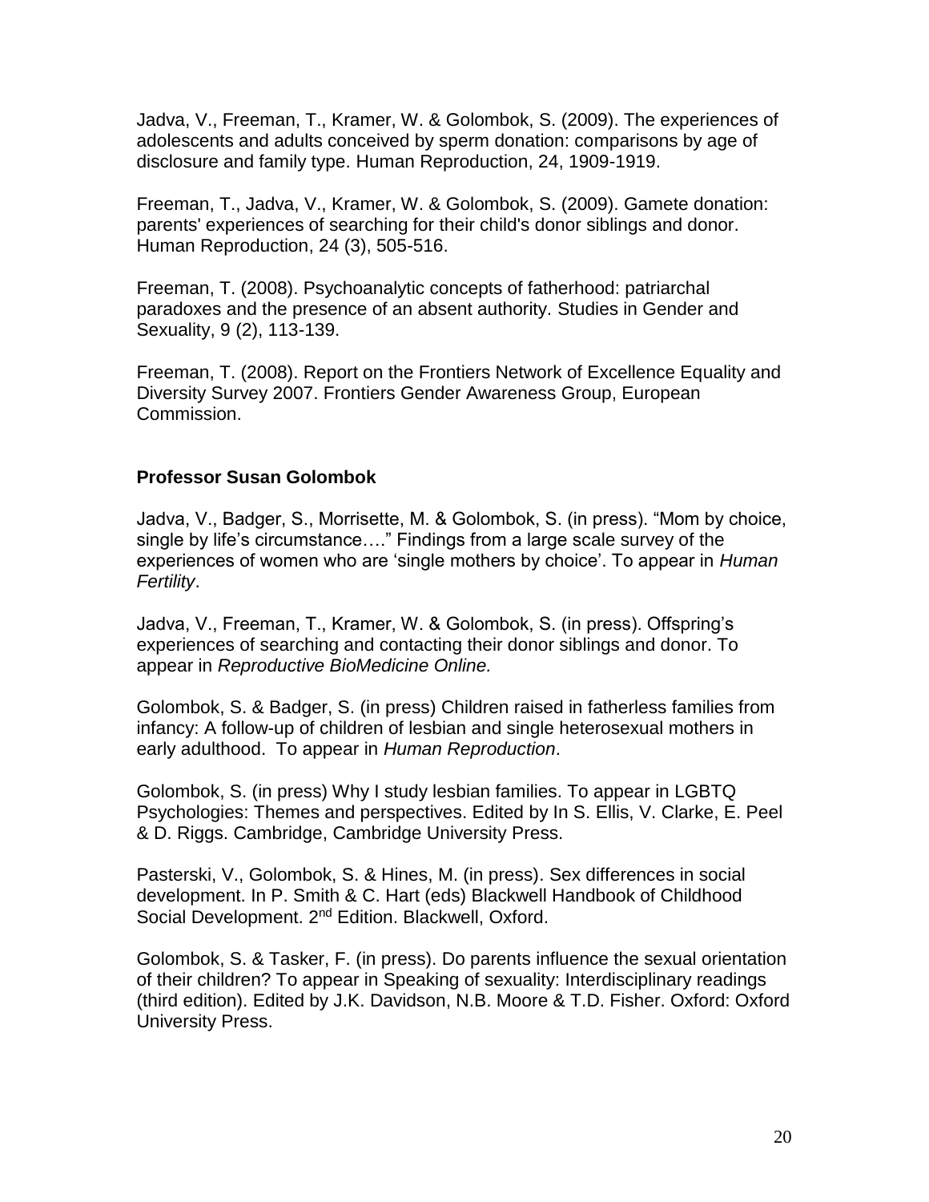Jadva, V., Freeman, T., Kramer, W. & Golombok, S. (2009). The experiences of adolescents and adults conceived by sperm donation: comparisons by age of disclosure and family type. Human Reproduction, 24, 1909-1919.

Freeman, T., Jadva, V., Kramer, W. & Golombok, S. (2009). Gamete donation: parents' experiences of searching for their child's donor siblings and donor. Human Reproduction, 24 (3), 505-516.

Freeman, T. (2008). Psychoanalytic concepts of fatherhood: patriarchal paradoxes and the presence of an absent authority. Studies in Gender and Sexuality, 9 (2), 113-139.

Freeman, T. (2008). Report on the Frontiers Network of Excellence Equality and Diversity Survey 2007. Frontiers Gender Awareness Group, European Commission.

**Professor Susan Golombok**

Jadva, V., Badger, S., Morrisette, M. & Golombok, S. (in press). "Mom by choice, single by life's circumstance…." Findings from a large scale survey of the experiences of women who are 'single mothers by choice'. To appear in *Human Fertility*.

Jadva, V., Freeman, T., Kramer, W. & Golombok, S. (in press). Offspring's experiences of searching and contacting their donor siblings and donor. To appear in *Reproductive BioMedicine Online.*

Golombok, S. & Badger, S. (in press) Children raised in fatherless families from infancy: A follow-up of children of lesbian and single heterosexual mothers in early adulthood. To appear in *Human Reproduction*.

Golombok, S. (in press) Why I study lesbian families. To appear in LGBTQ Psychologies: Themes and perspectives. Edited by In S. Ellis, V. Clarke, E. Peel & D. Riggs. Cambridge, Cambridge University Press.

Pasterski, V., Golombok, S. & Hines, M. (in press). Sex differences in social development. In P. Smith & C. Hart (eds) Blackwell Handbook of Childhood Social Development. 2nd Edition. Blackwell, Oxford.

Golombok, S. & Tasker, F. (in press). Do parents influence the sexual orientation of their children? To appear in Speaking of sexuality: Interdisciplinary readings (third edition). Edited by J.K. Davidson, N.B. Moore & T.D. Fisher. Oxford: Oxford University Press.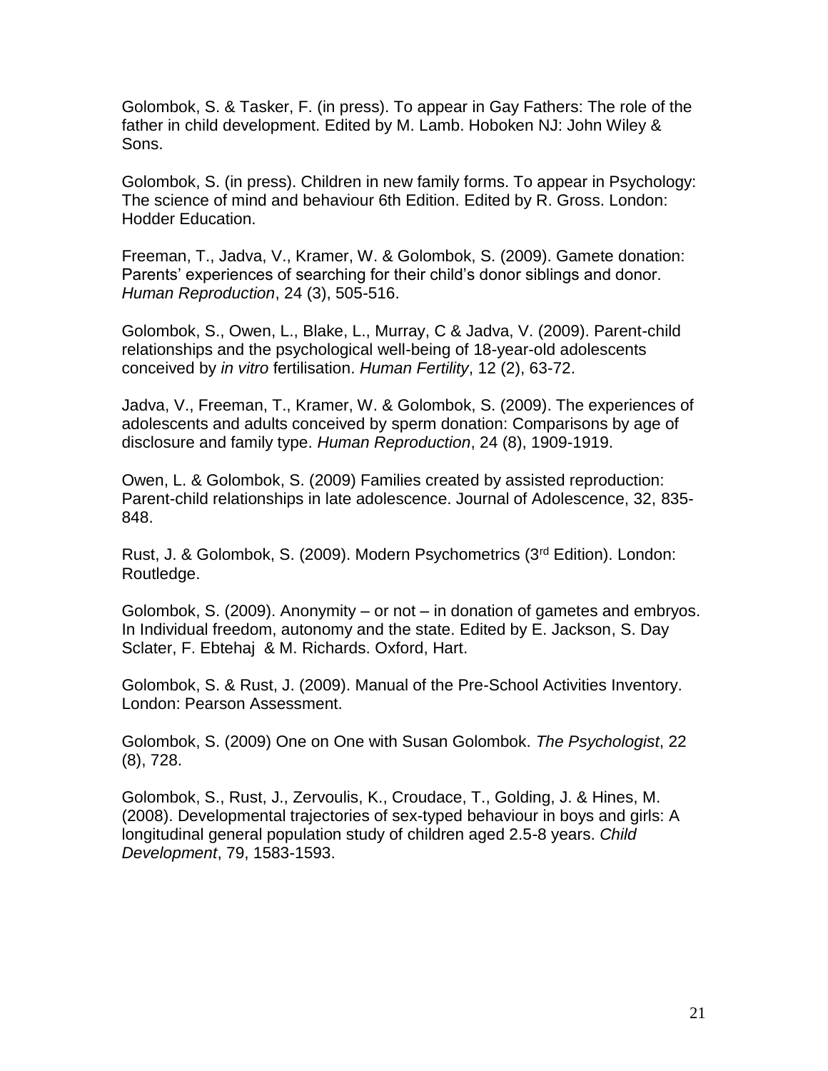Golombok, S. & Tasker, F. (in press). To appear in Gay Fathers: The role of the father in child development. Edited by M. Lamb. Hoboken NJ: John Wiley & Sons.

Golombok, S. (in press). Children in new family forms. To appear in Psychology: The science of mind and behaviour 6th Edition. Edited by R. Gross. London: Hodder Education.

Freeman, T., Jadva, V., Kramer, W. & Golombok, S. (2009). Gamete donation: Parents' experiences of searching for their child's donor siblings and donor. *Human Reproduction*, 24 (3), 505-516.

Golombok, S., Owen, L., Blake, L., Murray, C & Jadva, V. (2009). Parent-child relationships and the psychological well-being of 18-year-old adolescents conceived by *in vitro* fertilisation. *Human Fertility*, 12 (2), 63-72.

Jadva, V., Freeman, T., Kramer, W. & Golombok, S. (2009). The experiences of adolescents and adults conceived by sperm donation: Comparisons by age of disclosure and family type. *Human Reproduction*, 24 (8), 1909-1919.

Owen, L. & Golombok, S. (2009) Families created by assisted reproduction: Parent-child relationships in late adolescence. Journal of Adolescence, 32, 835-848.

Rust, J. & Golombok, S. (2009). Modern Psychometrics (3rd Edition). London: Routledge.

Golombok, S. (2009). Anonymity – or not – in donation of gametes and embryos. In Individual freedom, autonomy and the state. Edited by E. Jackson, S. Day Sclater, F. Ebtehaj & M. Richards. Oxford, Hart.

Golombok, S. & Rust, J. (2009). Manual of the Pre-School Activities Inventory. London: Pearson Assessment.

Golombok, S. (2009) One on One with Susan Golombok. *The Psychologist*, 22 (8), 728.

Golombok, S., Rust, J., Zervoulis, K., Croudace, T., Golding, J. & Hines, M. (2008). Developmental trajectories of sex-typed behaviour in boys and girls: A longitudinal general population study of children aged 2.5-8 years. *Child Development*, 79, 1583-1593.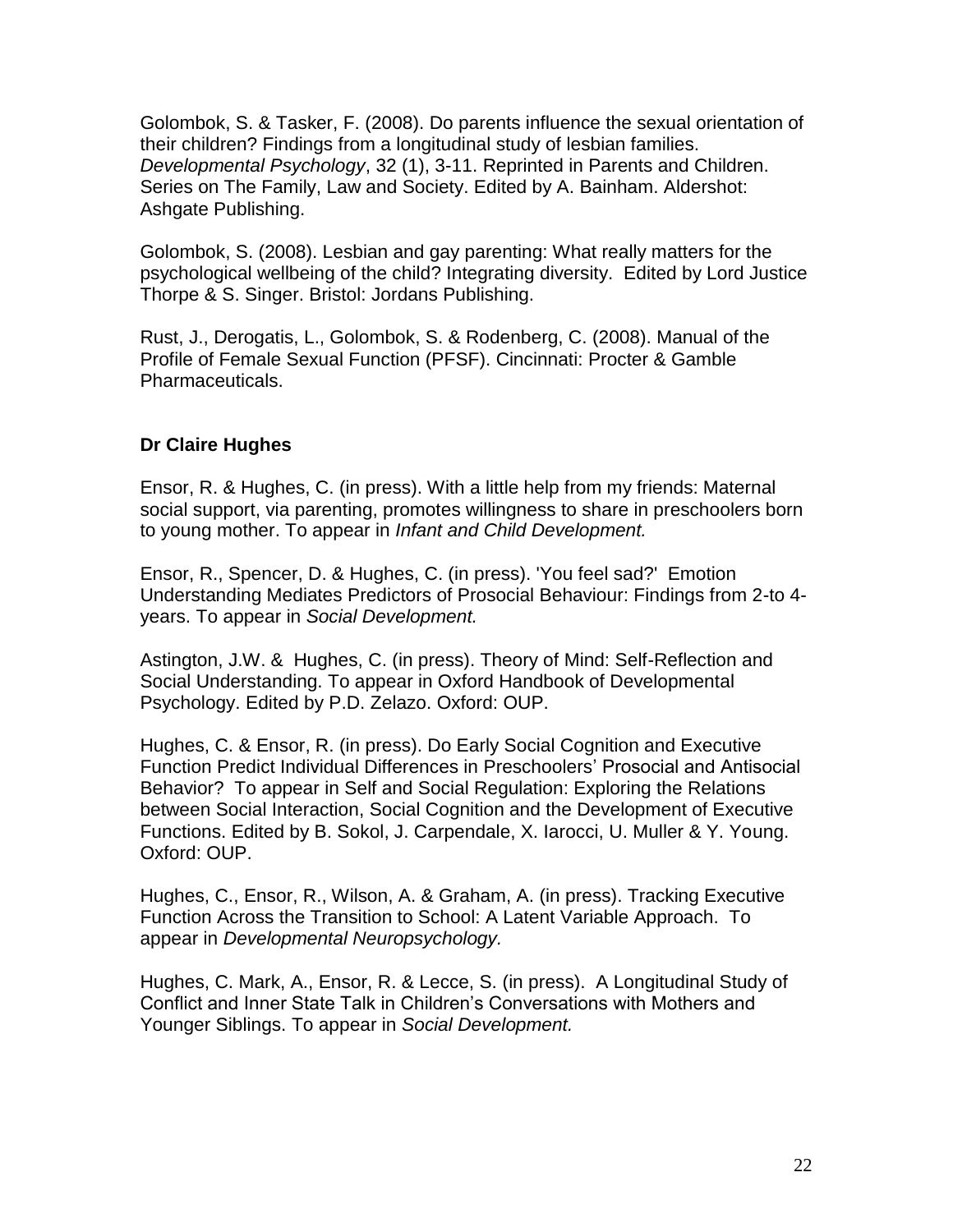Golombok, S. & Tasker, F. (2008). Do parents influence the sexual orientation of their children? Findings from a longitudinal study of lesbian families. *Developmental Psychology*, 32 (1), 3-11. Reprinted in Parents and Children. Series on The Family, Law and Society. Edited by A. Bainham. Aldershot: Ashgate Publishing.

Golombok, S. (2008). Lesbian and gay parenting: What really matters for the psychological wellbeing of the child? Integrating diversity. Edited by Lord Justice Thorpe & S. Singer. Bristol: Jordans Publishing.

Rust, J., Derogatis, L., Golombok, S. & Rodenberg, C. (2008). Manual of the Profile of Female Sexual Function (PFSF). Cincinnati: Procter & Gamble Pharmaceuticals.

**Dr Claire Hughes**

Ensor, R. & Hughes, C. (in press). With a little help from my friends: Maternal social support, via parenting, promotes willingness to share in preschoolers born to young mother. To appear in *Infant and Child Development.*

Ensor, R., Spencer, D. & Hughes, C. (in press). 'You feel sad?' Emotion Understanding Mediates Predictors of Prosocial Behaviour: Findings from 2-to 4-years. To appear in *Social Development.*

Astington, J.W. & Hughes, C. (in press). Theory of Mind: Self-Reflection and Social Understanding. To appear in Oxford Handbook of Developmental Psychology. Edited by P.D. Zelazo. Oxford: OUP.

Hughes, C. & Ensor, R. (in press). Do Early Social Cognition and Executive Function Predict Individual Differences in Preschoolers' Prosocial and Antisocial Behavior? To appear in Self and Social Regulation: Exploring the Relations between Social Interaction, Social Cognition and the Development of Executive Functions. Edited by B. Sokol, J. Carpendale, X. Iarocci, U. Muller & Y. Young. Oxford: OUP.

Hughes, C., Ensor, R., Wilson, A. & Graham, A. (in press). Tracking Executive Function Across the Transition to School: A Latent Variable Approach. To appear in *Developmental Neuropsychology.*

Hughes, C. Mark, A., Ensor, R. & Lecce, S. (in press). A Longitudinal Study of Conflict and Inner State Talk in Children's Conversations with Mothers and Younger Siblings. To appear in *Social Development.*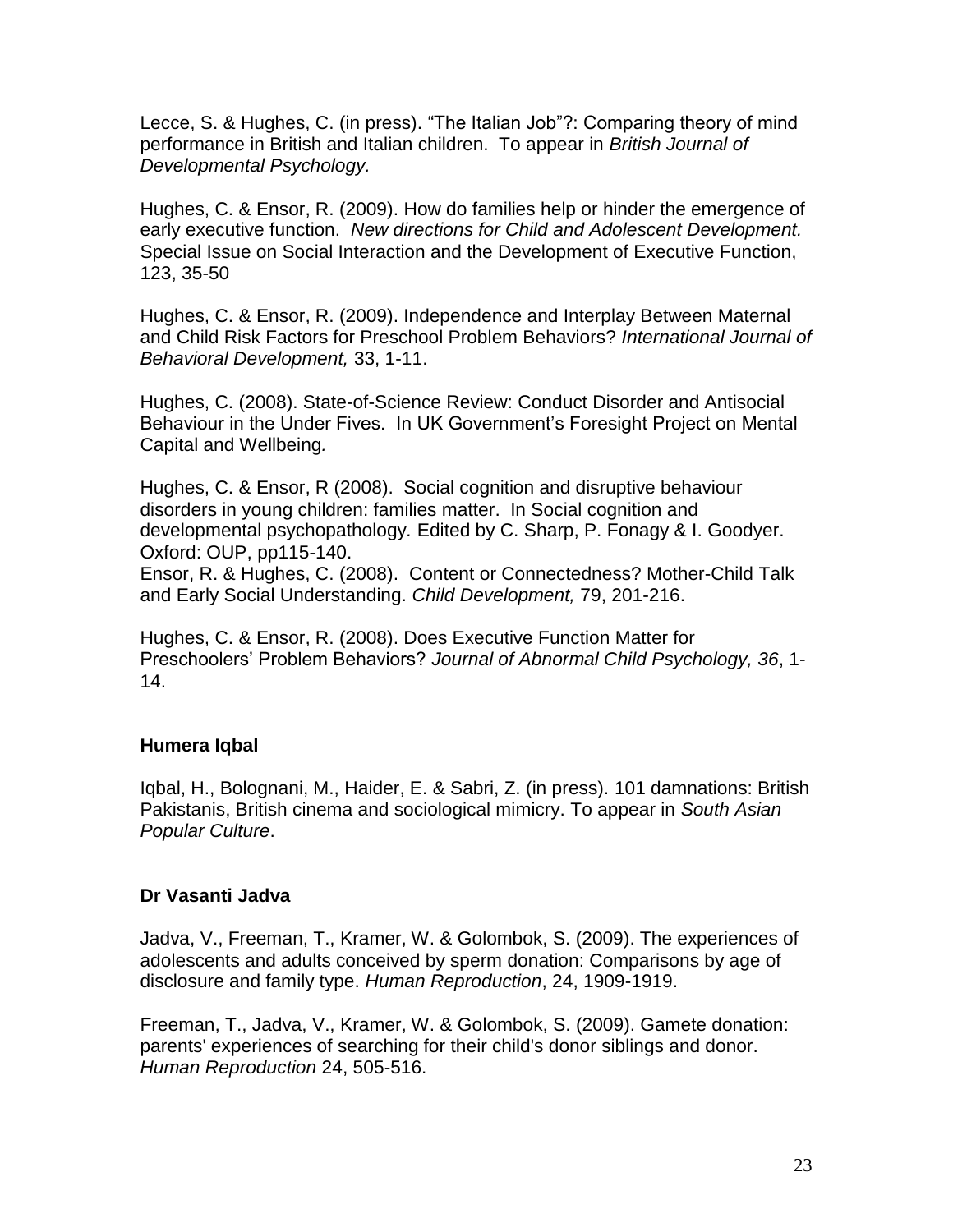Lecce, S. & Hughes, C. (in press). "The Italian Job"?: Comparing theory of mind performance in British and Italian children. To appear in *British Journal of Developmental Psychology.*

Hughes, C. & Ensor, R. (2009). How do families help or hinder the emergence of early executive function. *New directions for Child and Adolescent Development.* Special Issue on Social Interaction and the Development of Executive Function, 123, 35-50

Hughes, C. & Ensor, R. (2009). Independence and Interplay Between Maternal and Child Risk Factors for Preschool Problem Behaviors? *International Journal of Behavioral Development,* 33, 1-11.

Hughes, C. (2008). State-of-Science Review: Conduct Disorder and Antisocial Behaviour in the Under Fives. In UK Government's Foresight Project on Mental Capital and Wellbeing*.*

Hughes, C. & Ensor, R (2008). Social cognition and disruptive behaviour disorders in young children: families matter. In Social cognition and developmental psychopathology*.* Edited by C. Sharp, P. Fonagy & I. Goodyer. Oxford: OUP, pp115-140.
Ensor, R. & Hughes, C. (2008). Content or Connectedness? Mother-Child Talk and Early Social Understanding. *Child Development,* 79, 201-216.

Hughes, C. & Ensor, R. (2008). Does Executive Function Matter for Preschoolers' Problem Behaviors? *Journal of Abnormal Child Psychology, 36*, 1-14.

**Humera Iqbal**

Iqbal, H., Bolognani, M., Haider, E. & Sabri, Z. (in press). 101 damnations: British Pakistanis, British cinema and sociological mimicry. To appear in *South Asian Popular Culture*.

**Dr Vasanti Jadva**

Jadva, V., Freeman, T., Kramer, W. & Golombok, S. (2009). The experiences of adolescents and adults conceived by sperm donation: Comparisons by age of disclosure and family type. *Human Reproduction*, 24, 1909-1919.

Freeman, T., Jadva, V., Kramer, W. & Golombok, S. (2009). Gamete donation: parents' experiences of searching for their child's donor siblings and donor. *Human Reproduction* 24, 505-516.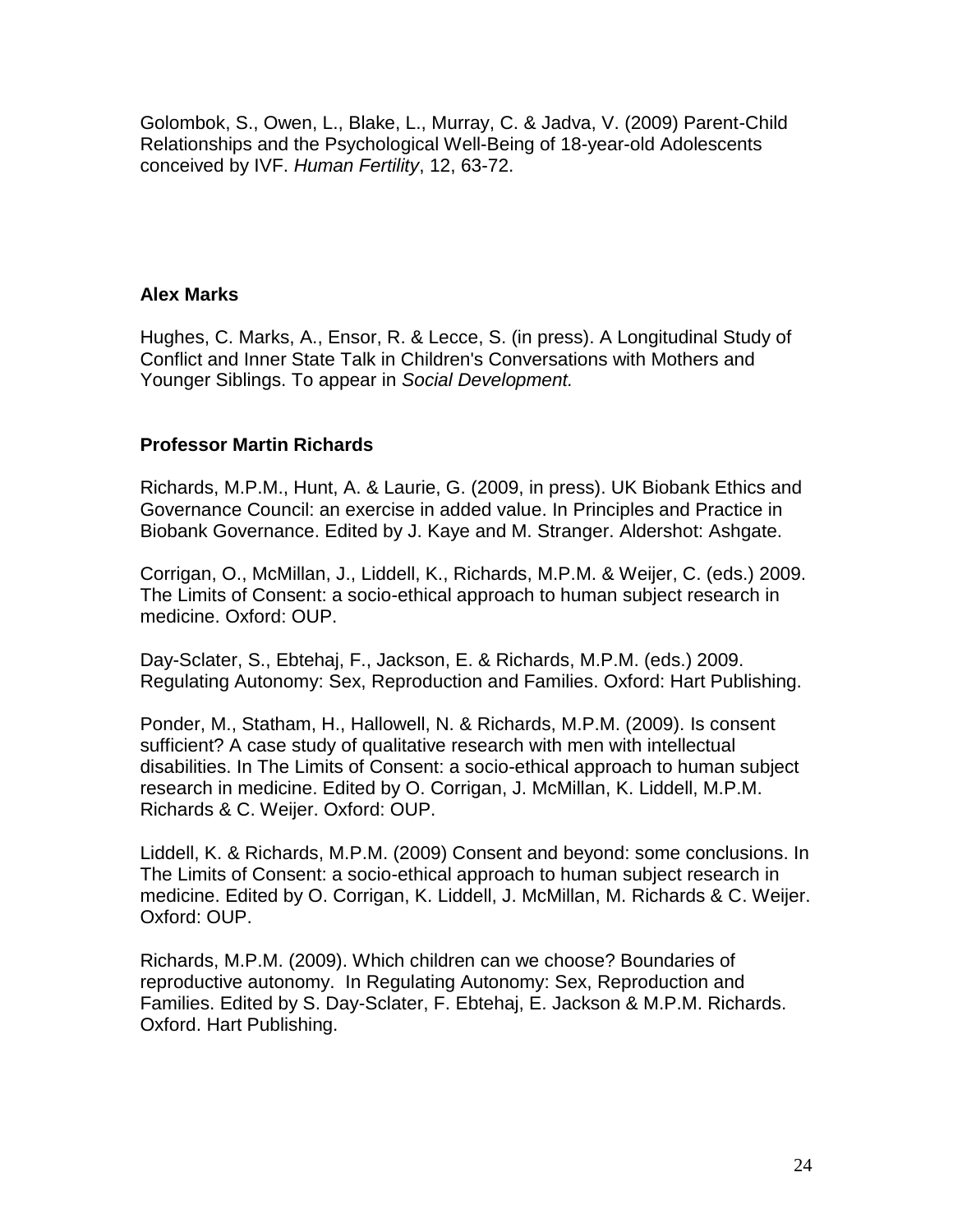Golombok, S., Owen, L., Blake, L., Murray, C. & Jadva, V. (2009) Parent-Child Relationships and the Psychological Well-Being of 18-year-old Adolescents conceived by IVF. *Human Fertility*, 12, 63-72.

**Alex Marks**

Hughes, C. Marks, A., Ensor, R. & Lecce, S. (in press). A Longitudinal Study of Conflict and Inner State Talk in Children's Conversations with Mothers and Younger Siblings. To appear in *Social Development.*

**Professor Martin Richards**

Richards, M.P.M., Hunt, A. & Laurie, G. (2009, in press). UK Biobank Ethics and Governance Council: an exercise in added value. In Principles and Practice in Biobank Governance. Edited by J. Kaye and M. Stranger. Aldershot: Ashgate.

Corrigan, O., McMillan, J., Liddell, K., Richards, M.P.M. & Weijer, C. (eds.) 2009. The Limits of Consent: a socio-ethical approach to human subject research in medicine. Oxford: OUP.

Day-Sclater, S., Ebtehaj, F., Jackson, E. & Richards, M.P.M. (eds.) 2009. Regulating Autonomy: Sex, Reproduction and Families. Oxford: Hart Publishing.

Ponder, M., Statham, H., Hallowell, N. & Richards, M.P.M. (2009). Is consent sufficient? A case study of qualitative research with men with intellectual disabilities. In The Limits of Consent: a socio-ethical approach to human subject research in medicine. Edited by O. Corrigan, J. McMillan, K. Liddell, M.P.M. Richards & C. Weijer. Oxford: OUP.

Liddell, K. & Richards, M.P.M. (2009) Consent and beyond: some conclusions. In The Limits of Consent: a socio-ethical approach to human subject research in medicine. Edited by O. Corrigan, K. Liddell, J. McMillan, M. Richards & C. Weijer. Oxford: OUP.

Richards, M.P.M. (2009). Which children can we choose? Boundaries of reproductive autonomy. In Regulating Autonomy: Sex, Reproduction and Families. Edited by S. Day-Sclater, F. Ebtehaj, E. Jackson & M.P.M. Richards. Oxford. Hart Publishing.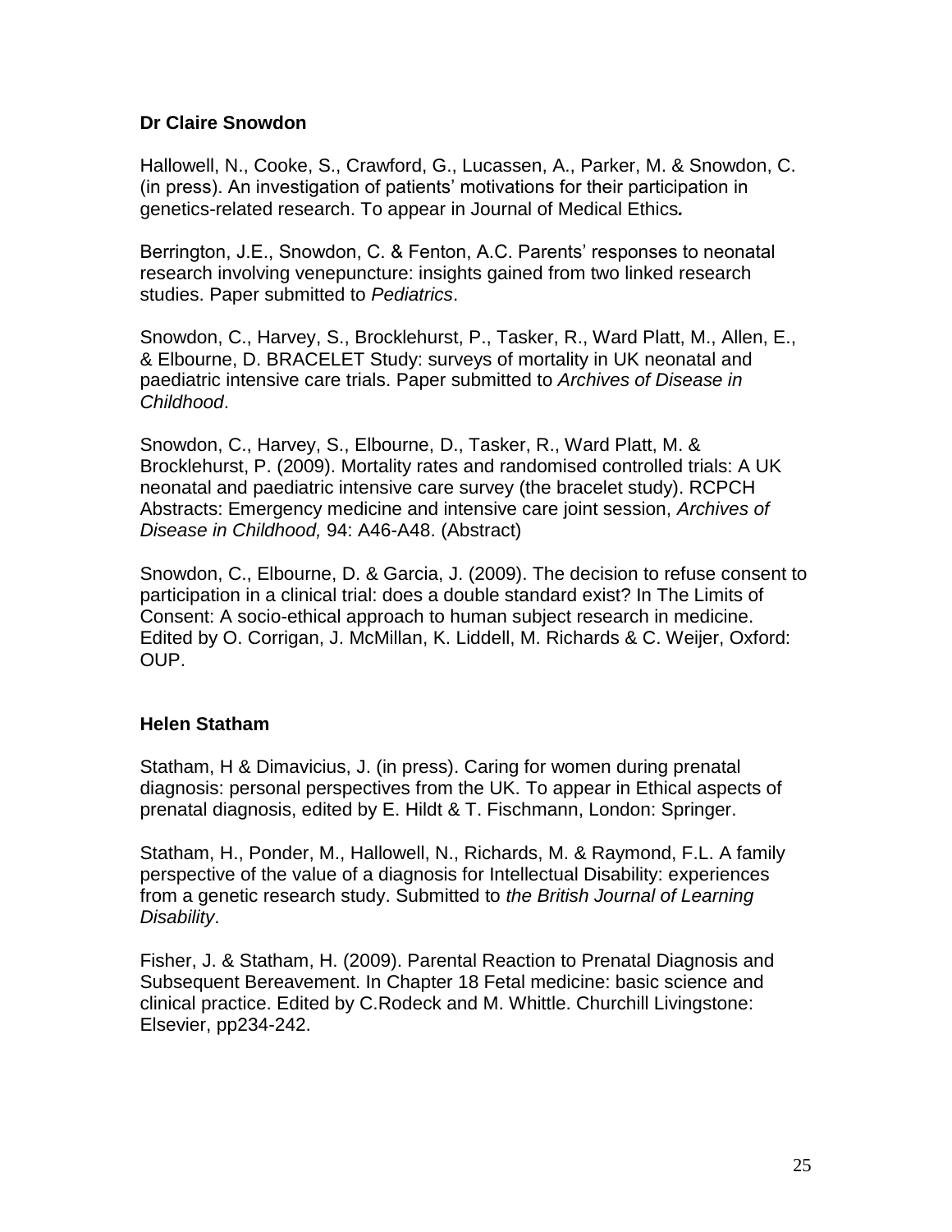### Dr Claire Snowdon

Hallowell, N., Cooke, S., Crawford, G., Lucassen, A., Parker, M. & Snowdon, C. (in press). An investigation of patients' motivations for their participation in genetics-related research. To appear in Journal of Medical Ethics***.***

Berrington, J.E., Snowdon, C. & Fenton, A.C. Parents' responses to neonatal research involving venepuncture: insights gained from two linked research studies. Paper submitted to *Pediatrics*.

Snowdon, C., Harvey, S., Brocklehurst, P., Tasker, R., Ward Platt, M., Allen, E., & Elbourne, D. BRACELET Study: surveys of mortality in UK neonatal and paediatric intensive care trials. Paper submitted to *Archives of Disease in Childhood*.

Snowdon, C., Harvey, S., Elbourne, D., Tasker, R., Ward Platt, M. & Brocklehurst, P. (2009). Mortality rates and randomised controlled trials: A UK neonatal and paediatric intensive care survey (the bracelet study). RCPCH Abstracts: Emergency medicine and intensive care joint session, *Archives of Disease in Childhood,* 94: A46-A48. (Abstract)

Snowdon, C., Elbourne, D. & Garcia, J. (2009). The decision to refuse consent to participation in a clinical trial: does a double standard exist? In The Limits of Consent: A socio-ethical approach to human subject research in medicine. Edited by O. Corrigan, J. McMillan, K. Liddell, M. Richards & C. Weijer, Oxford: OUP.

### Helen Statham

Statham, H & Dimavicius, J. (in press). Caring for women during prenatal diagnosis: personal perspectives from the UK. To appear in Ethical aspects of prenatal diagnosis, edited by E. Hildt & T. Fischmann, London: Springer.

Statham, H., Ponder, M., Hallowell, N., Richards, M. & Raymond, F.L. A family perspective of the value of a diagnosis for Intellectual Disability: experiences from a genetic research study. Submitted to *the British Journal of Learning Disability*.

Fisher, J. & Statham, H. (2009). Parental Reaction to Prenatal Diagnosis and Subsequent Bereavement. In Chapter 18 Fetal medicine: basic science and clinical practice. Edited by C.Rodeck and M. Whittle. Churchill Livingstone: Elsevier, pp234-242.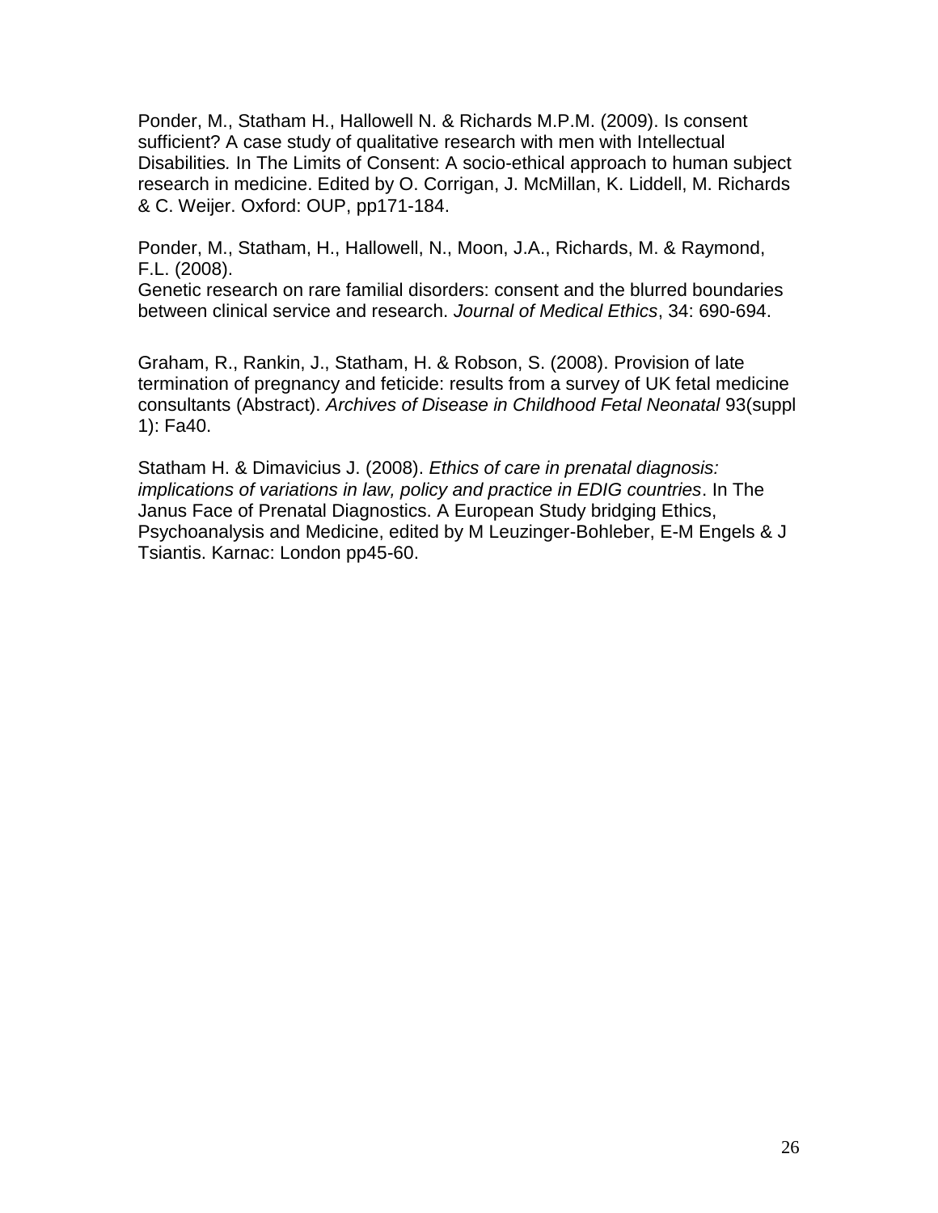Ponder, M., Statham H., Hallowell N. & Richards M.P.M. (2009). Is consent sufficient? A case study of qualitative research with men with Intellectual Disabilities. In The Limits of Consent: A socio-ethical approach to human subject research in medicine. Edited by O. Corrigan, J. McMillan, K. Liddell, M. Richards & C. Weijer. Oxford: OUP, pp171-184.

Ponder, M., Statham, H., Hallowell, N., Moon, J.A., Richards, M. & Raymond, F.L. (2008).
Genetic research on rare familial disorders: consent and the blurred boundaries between clinical service and research. *Journal of Medical Ethics*, 34: 690-694.

Graham, R., Rankin, J., Statham, H. & Robson, S. (2008). Provision of late termination of pregnancy and feticide: results from a survey of UK fetal medicine consultants (Abstract). *Archives of Disease in Childhood Fetal Neonatal* 93(suppl 1): Fa40.

Statham H. & Dimavicius J. (2008). *Ethics of care in prenatal diagnosis: implications of variations in law, policy and practice in EDIG countries*. In The Janus Face of Prenatal Diagnostics. A European Study bridging Ethics, Psychoanalysis and Medicine, edited by M Leuzinger-Bohleber, E-M Engels & J Tsiantis. Karnac: London pp45-60.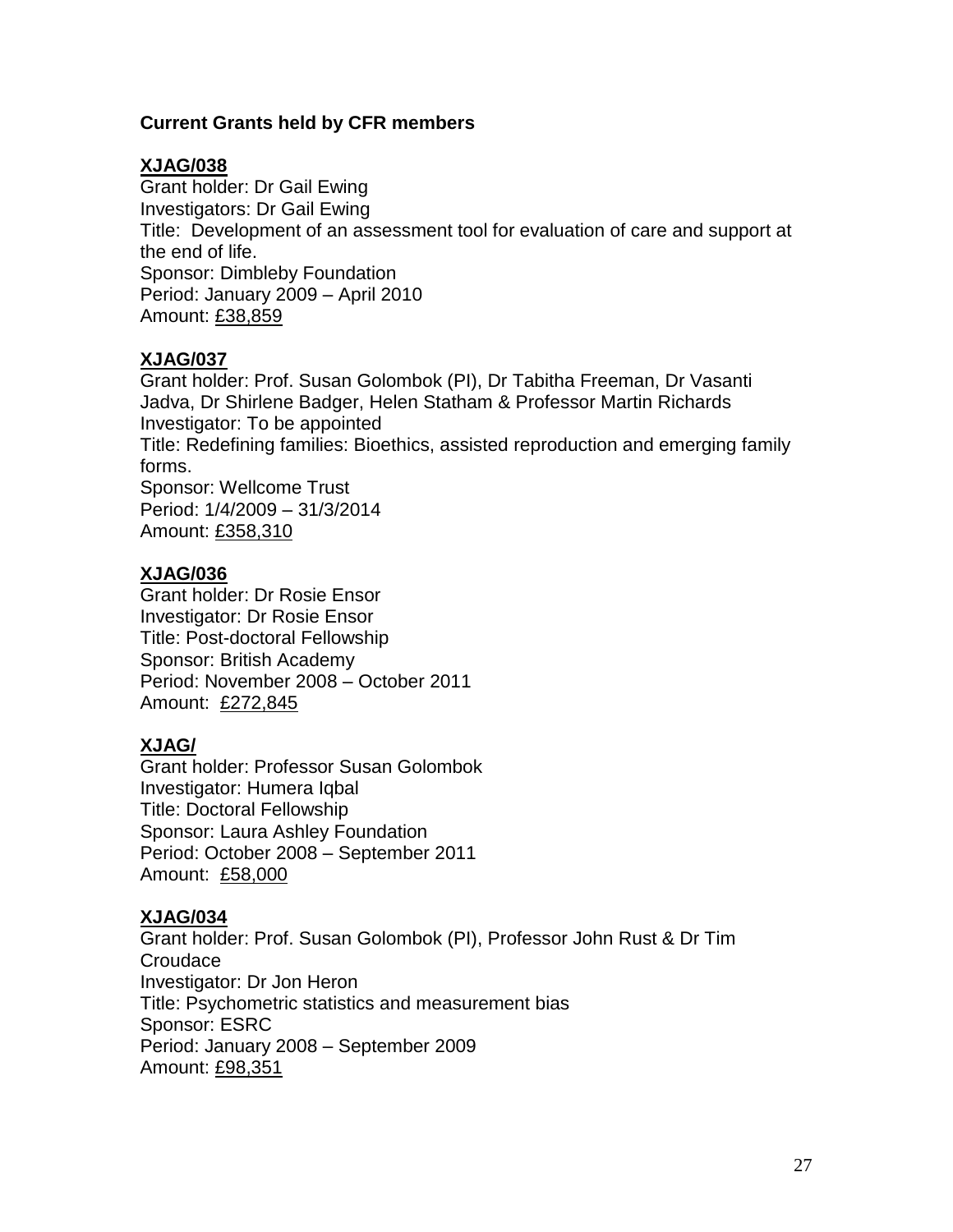**Current Grants held by CFR members**

**XJAG/038**
Grant holder: Dr Gail Ewing
Investigators: Dr Gail Ewing
Title: Development of an assessment tool for evaluation of care and support at the end of life.
Sponsor: Dimbleby Foundation
Period: January 2009 – April 2010
Amount: £38,859

**XJAG/037**
Grant holder: Prof. Susan Golombok (PI), Dr Tabitha Freeman, Dr Vasanti Jadva, Dr Shirlene Badger, Helen Statham & Professor Martin Richards
Investigator: To be appointed
Title: Redefining families: Bioethics, assisted reproduction and emerging family forms.
Sponsor: Wellcome Trust
Period: 1/4/2009 – 31/3/2014
Amount: £358,310

**XJAG/036**
Grant holder: Dr Rosie Ensor
Investigator: Dr Rosie Ensor
Title: Post-doctoral Fellowship
Sponsor: British Academy
Period: November 2008 – October 2011
Amount: £272,845

**XJAG/**
Grant holder: Professor Susan Golombok
Investigator: Humera Iqbal
Title: Doctoral Fellowship
Sponsor: Laura Ashley Foundation
Period: October 2008 – September 2011
Amount: £58,000

**XJAG/034**
Grant holder: Prof. Susan Golombok (PI), Professor John Rust & Dr Tim Croudace
Investigator: Dr Jon Heron
Title: Psychometric statistics and measurement bias
Sponsor: ESRC
Period: January 2008 – September 2009
Amount: £98,351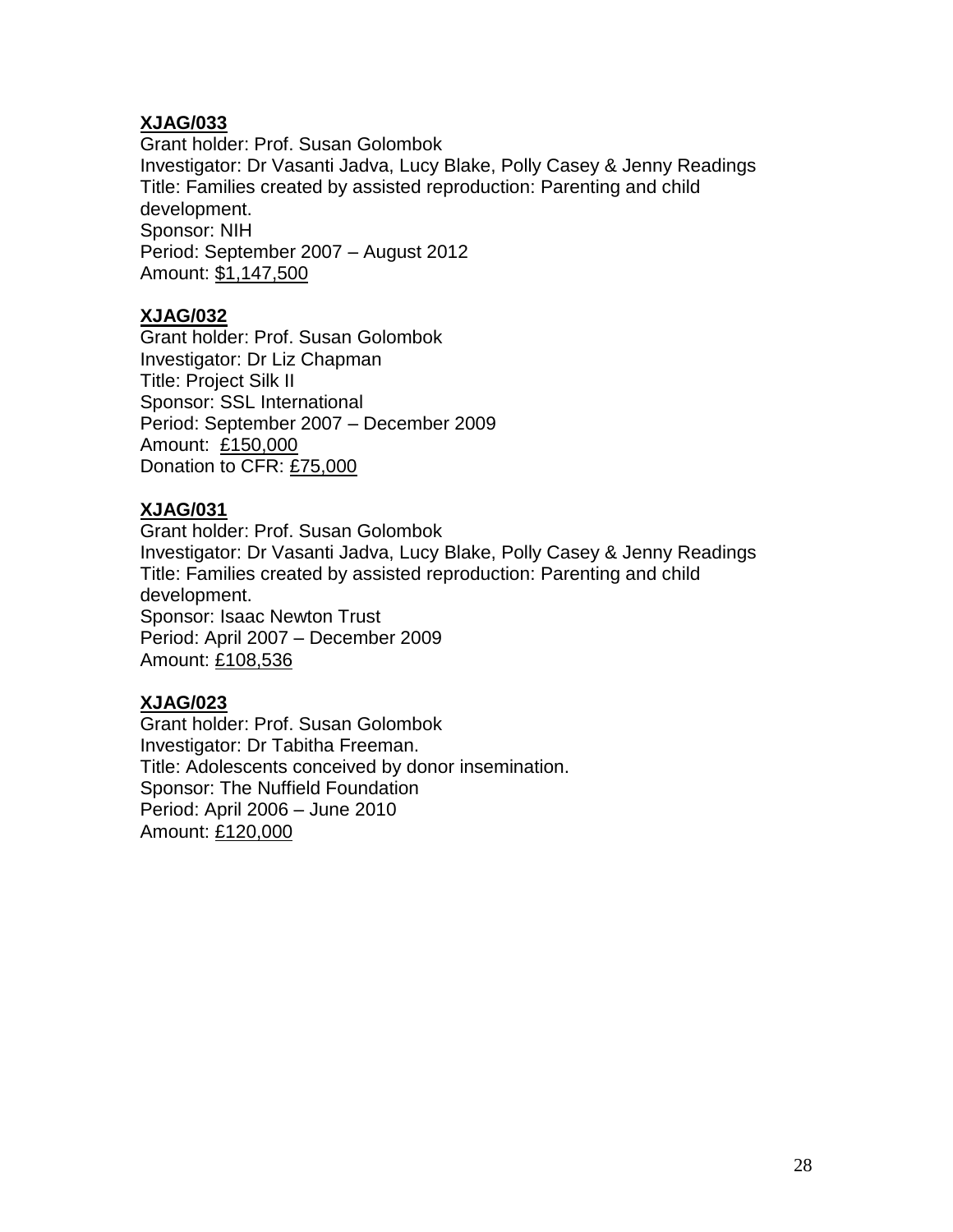**XJAG/033**
Grant holder: Prof. Susan Golombok
Investigator: Dr Vasanti Jadva, Lucy Blake, Polly Casey & Jenny Readings
Title: Families created by assisted reproduction: Parenting and child development.
Sponsor: NIH
Period: September 2007 – August 2012
Amount: $1,147,500

**XJAG/032**
Grant holder: Prof. Susan Golombok
Investigator: Dr Liz Chapman
Title: Project Silk II
Sponsor: SSL International
Period: September 2007 – December 2009
Amount: £150,000
Donation to CFR: £75,000

**XJAG/031**
Grant holder: Prof. Susan Golombok
Investigator: Dr Vasanti Jadva, Lucy Blake, Polly Casey & Jenny Readings
Title: Families created by assisted reproduction: Parenting and child development.
Sponsor: Isaac Newton Trust
Period: April 2007 – December 2009
Amount: £108,536

**XJAG/023**
Grant holder: Prof. Susan Golombok
Investigator: Dr Tabitha Freeman.
Title: Adolescents conceived by donor insemination.
Sponsor: The Nuffield Foundation
Period: April 2006 – June 2010
Amount: £120,000